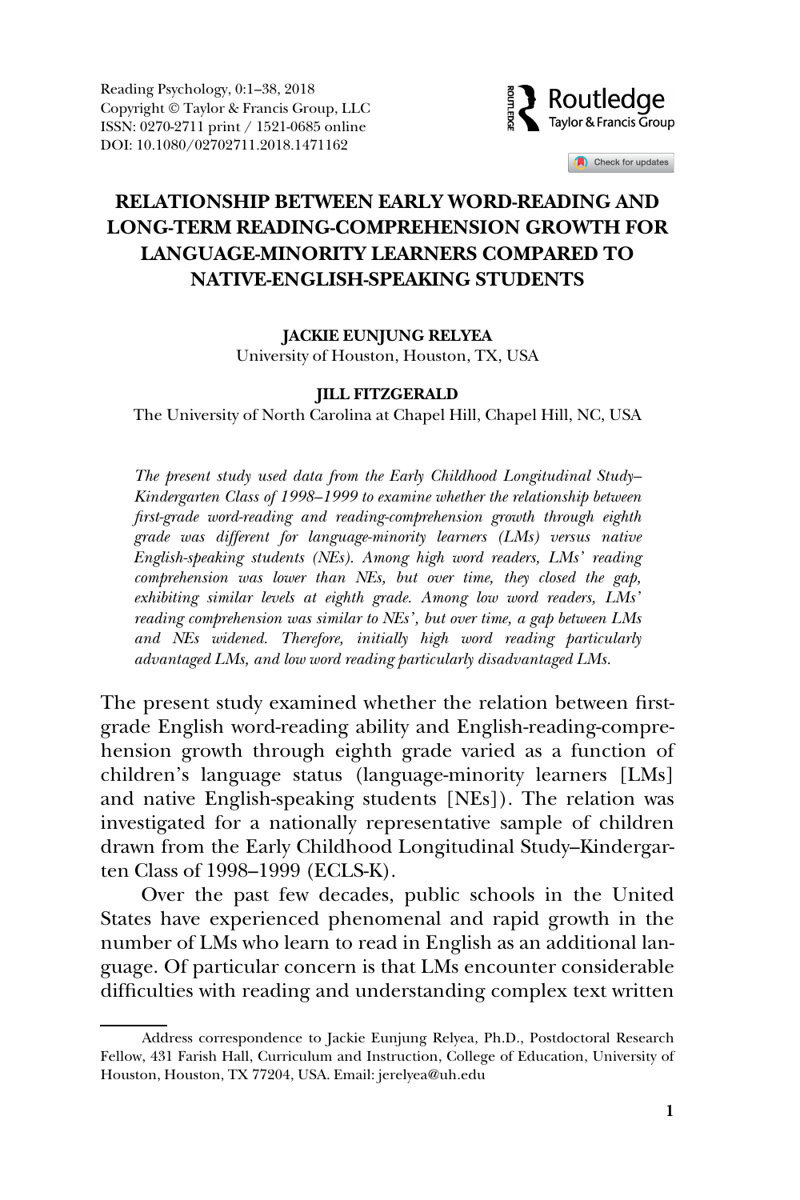Reading Psychology, 0:1–38, 2018
Copyright © Taylor & Francis Group, LLC
ISSN: 0270-2711 print / 1521-0685 online
DOI: 10.1080/02702711.2018.1471162

# RELATIONSHIP BETWEEN EARLY WORD-READING AND LONG-TERM READING-COMPREHENSION GROWTH FOR LANGUAGE-MINORITY LEARNERS COMPARED TO NATIVE-ENGLISH-SPEAKING STUDENTS

**JACKIE EUNJUNG RELYEA**
University of Houston, Houston, TX, USA

**JILL FITZGERALD**
The University of North Carolina at Chapel Hill, Chapel Hill, NC, USA

*The present study used data from the Early Childhood Longitudinal Study–Kindergarten Class of 1998–1999 to examine whether the relationship between first-grade word-reading and reading-comprehension growth through eighth grade was different for language-minority learners (LMs) versus native English-speaking students (NEs). Among high word readers, LMs' reading comprehension was lower than NEs, but over time, they closed the gap, exhibiting similar levels at eighth grade. Among low word readers, LMs' reading comprehension was similar to NEs', but over time, a gap between LMs and NEs widened. Therefore, initially high word reading particularly advantaged LMs, and low word reading particularly disadvantaged LMs.*

The present study examined whether the relation between first-grade English word-reading ability and English-reading-comprehension growth through eighth grade varied as a function of children's language status (language-minority learners [LMs] and native English-speaking students [NEs]). The relation was investigated for a nationally representative sample of children drawn from the Early Childhood Longitudinal Study–Kindergarten Class of 1998–1999 (ECLS-K).

Over the past few decades, public schools in the United States have experienced phenomenal and rapid growth in the number of LMs who learn to read in English as an additional language. Of particular concern is that LMs encounter considerable difficulties with reading and understanding complex text written

Address correspondence to Jackie Eunjung Relyea, Ph.D., Postdoctoral Research Fellow, 431 Farish Hall, Curriculum and Instruction, College of Education, University of Houston, Houston, TX 77204, USA. Email: jerelyea@uh.edu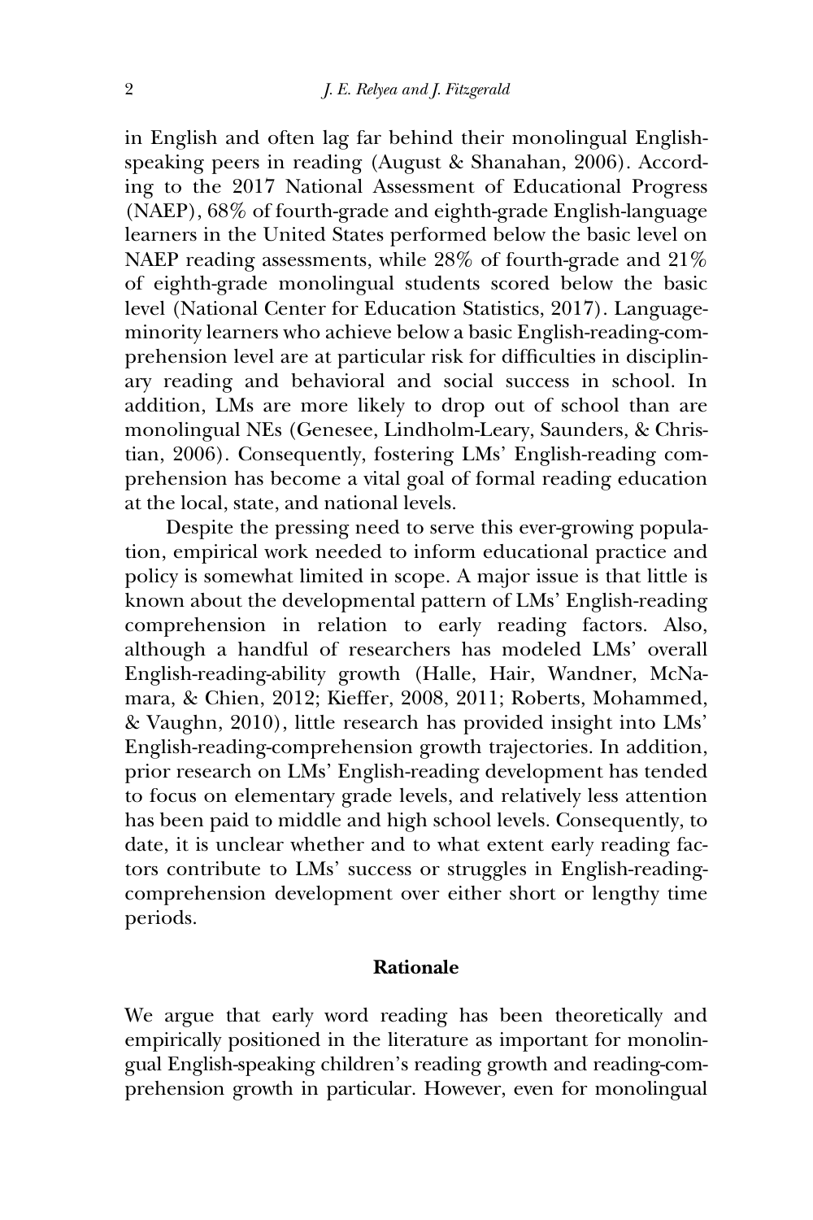in English and often lag far behind their monolingual English-speaking peers in reading (August & Shanahan, 2006). According to the 2017 National Assessment of Educational Progress (NAEP), 68% of fourth-grade and eighth-grade English-language learners in the United States performed below the basic level on NAEP reading assessments, while 28% of fourth-grade and 21% of eighth-grade monolingual students scored below the basic level (National Center for Education Statistics, 2017). Language-minority learners who achieve below a basic English-reading-comprehension level are at particular risk for difficulties in disciplinary reading and behavioral and social success in school. In addition, LMs are more likely to drop out of school than are monolingual NEs (Genesee, Lindholm-Leary, Saunders, & Christian, 2006). Consequently, fostering LMs' English-reading comprehension has become a vital goal of formal reading education at the local, state, and national levels.

Despite the pressing need to serve this ever-growing population, empirical work needed to inform educational practice and policy is somewhat limited in scope. A major issue is that little is known about the developmental pattern of LMs' English-reading comprehension in relation to early reading factors. Also, although a handful of researchers has modeled LMs' overall English-reading-ability growth (Halle, Hair, Wandner, McNamara, & Chien, 2012; Kieffer, 2008, 2011; Roberts, Mohammed, & Vaughn, 2010), little research has provided insight into LMs' English-reading-comprehension growth trajectories. In addition, prior research on LMs' English-reading development has tended to focus on elementary grade levels, and relatively less attention has been paid to middle and high school levels. Consequently, to date, it is unclear whether and to what extent early reading factors contribute to LMs' success or struggles in English-reading-comprehension development over either short or lengthy time periods.

## Rationale

We argue that early word reading has been theoretically and empirically positioned in the literature as important for monolingual English-speaking children's reading growth and reading-comprehension growth in particular. However, even for monolingual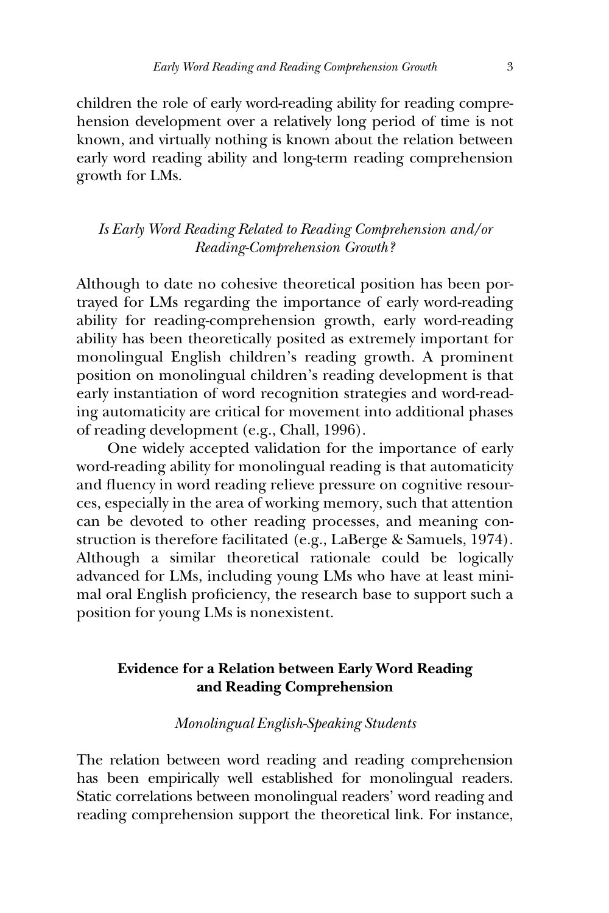children the role of early word-reading ability for reading comprehension development over a relatively long period of time is not known, and virtually nothing is known about the relation between early word reading ability and long-term reading comprehension growth for LMs.

### *Is Early Word Reading Related to Reading Comprehension and/or Reading-Comprehension Growth?*

Although to date no cohesive theoretical position has been portrayed for LMs regarding the importance of early word-reading ability for reading-comprehension growth, early word-reading ability has been theoretically posited as extremely important for monolingual English children's reading growth. A prominent position on monolingual children's reading development is that early instantiation of word recognition strategies and word-reading automaticity are critical for movement into additional phases of reading development (e.g., Chall, 1996).

One widely accepted validation for the importance of early word-reading ability for monolingual reading is that automaticity and fluency in word reading relieve pressure on cognitive resources, especially in the area of working memory, such that attention can be devoted to other reading processes, and meaning construction is therefore facilitated (e.g., LaBerge & Samuels, 1974). Although a similar theoretical rationale could be logically advanced for LMs, including young LMs who have at least minimal oral English proficiency, the research base to support such a position for young LMs is nonexistent.

## Evidence for a Relation between Early Word Reading and Reading Comprehension

### *Monolingual English-Speaking Students*

The relation between word reading and reading comprehension has been empirically well established for monolingual readers. Static correlations between monolingual readers' word reading and reading comprehension support the theoretical link. For instance,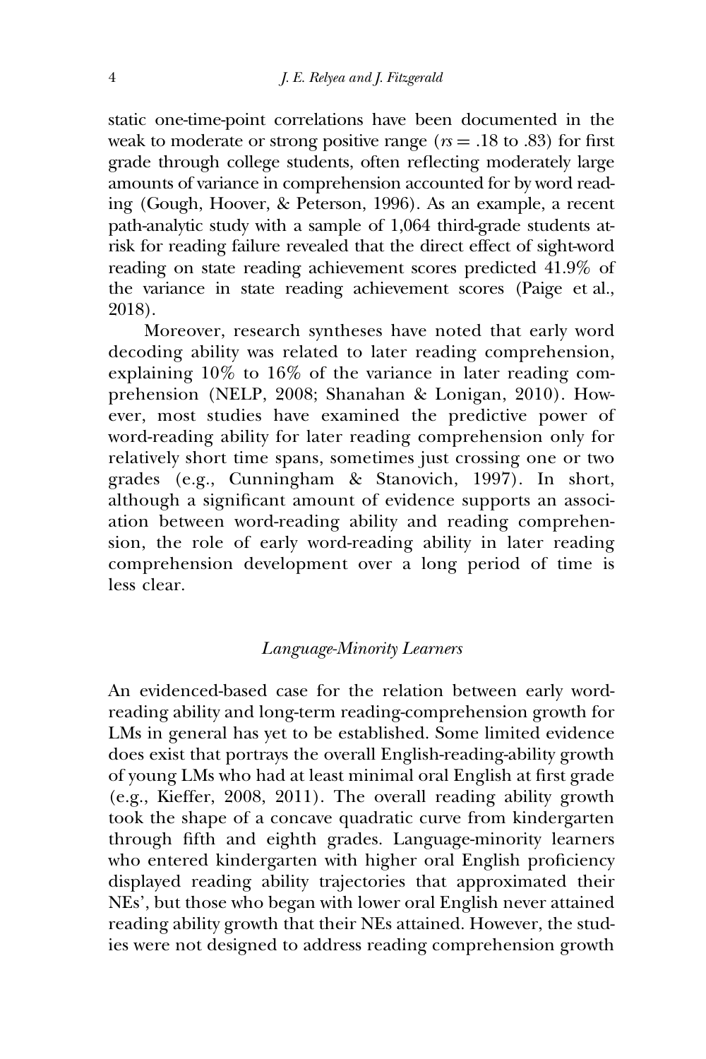static one-time-point correlations have been documented in the weak to moderate or strong positive range (*rs* = .18 to .83) for first grade through college students, often reflecting moderately large amounts of variance in comprehension accounted for by word reading (Gough, Hoover, & Peterson, 1996). As an example, a recent path-analytic study with a sample of 1,064 third-grade students at-risk for reading failure revealed that the direct effect of sight-word reading on state reading achievement scores predicted 41.9% of the variance in state reading achievement scores (Paige et al., 2018).

Moreover, research syntheses have noted that early word decoding ability was related to later reading comprehension, explaining 10% to 16% of the variance in later reading comprehension (NELP, 2008; Shanahan & Lonigan, 2010). However, most studies have examined the predictive power of word-reading ability for later reading comprehension only for relatively short time spans, sometimes just crossing one or two grades (e.g., Cunningham & Stanovich, 1997). In short, although a significant amount of evidence supports an association between word-reading ability and reading comprehension, the role of early word-reading ability in later reading comprehension development over a long period of time is less clear.

### *Language-Minority Learners*

An evidenced-based case for the relation between early word-reading ability and long-term reading-comprehension growth for LMs in general has yet to be established. Some limited evidence does exist that portrays the overall English-reading-ability growth of young LMs who had at least minimal oral English at first grade (e.g., Kieffer, 2008, 2011). The overall reading ability growth took the shape of a concave quadratic curve from kindergarten through fifth and eighth grades. Language-minority learners who entered kindergarten with higher oral English proficiency displayed reading ability trajectories that approximated their NEs', but those who began with lower oral English never attained reading ability growth that their NEs attained. However, the studies were not designed to address reading comprehension growth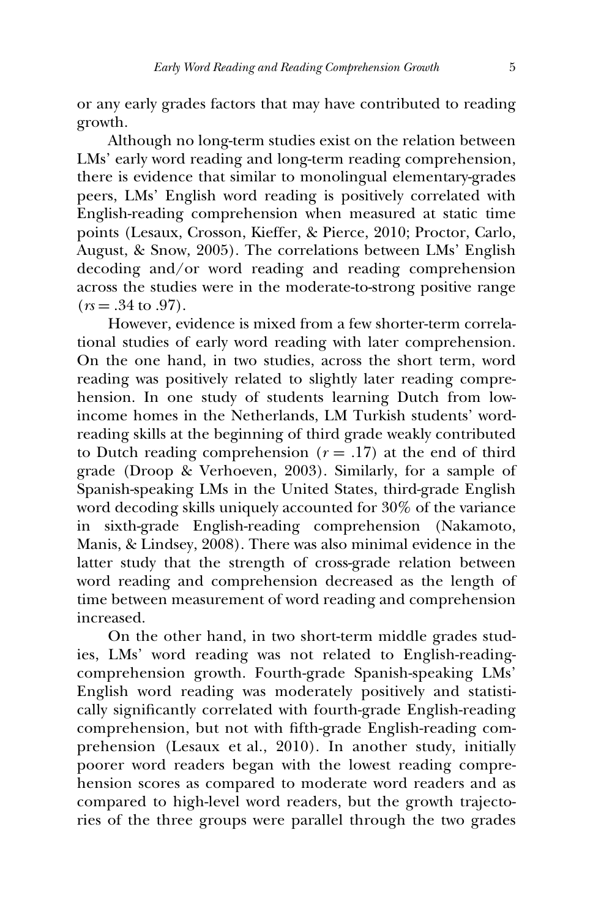or any early grades factors that may have contributed to reading growth.

Although no long-term studies exist on the relation between LMs' early word reading and long-term reading comprehension, there is evidence that similar to monolingual elementary-grades peers, LMs' English word reading is positively correlated with English-reading comprehension when measured at static time points (Lesaux, Crosson, Kieffer, & Pierce, 2010; Proctor, Carlo, August, & Snow, 2005). The correlations between LMs' English decoding and/or word reading and reading comprehension across the studies were in the moderate-to-strong positive range ($rs = .34$ to $.97$).

However, evidence is mixed from a few shorter-term correlational studies of early word reading with later comprehension. On the one hand, in two studies, across the short term, word reading was positively related to slightly later reading comprehension. In one study of students learning Dutch from low-income homes in the Netherlands, LM Turkish students' word-reading skills at the beginning of third grade weakly contributed to Dutch reading comprehension ($r = .17$) at the end of third grade (Droop & Verhoeven, 2003). Similarly, for a sample of Spanish-speaking LMs in the United States, third-grade English word decoding skills uniquely accounted for 30% of the variance in sixth-grade English-reading comprehension (Nakamoto, Manis, & Lindsey, 2008). There was also minimal evidence in the latter study that the strength of cross-grade relation between word reading and comprehension decreased as the length of time between measurement of word reading and comprehension increased.

On the other hand, in two short-term middle grades studies, LMs' word reading was not related to English-reading-comprehension growth. Fourth-grade Spanish-speaking LMs' English word reading was moderately positively and statistically significantly correlated with fourth-grade English-reading comprehension, but not with fifth-grade English-reading comprehension (Lesaux et al., 2010). In another study, initially poorer word readers began with the lowest reading comprehension scores as compared to moderate word readers and as compared to high-level word readers, but the growth trajectories of the three groups were parallel through the two grades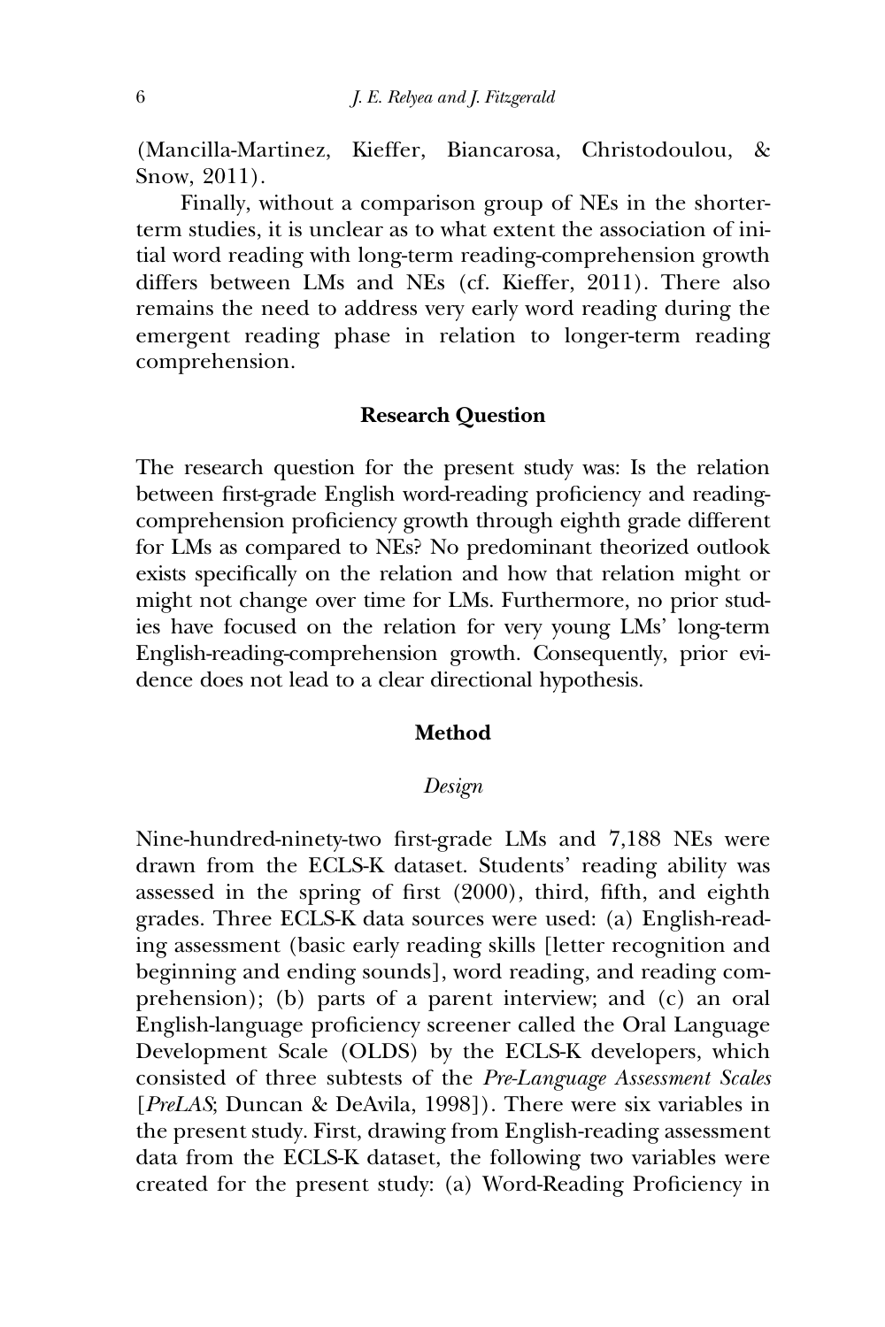(Mancilla-Martinez, Kieffer, Biancarosa, Christodoulou, & Snow, 2011).

Finally, without a comparison group of NEs in the shorter-term studies, it is unclear as to what extent the association of initial word reading with long-term reading-comprehension growth differs between LMs and NEs (cf. Kieffer, 2011). There also remains the need to address very early word reading during the emergent reading phase in relation to longer-term reading comprehension.

## Research Question

The research question for the present study was: Is the relation between first-grade English word-reading proficiency and reading-comprehension proficiency growth through eighth grade different for LMs as compared to NEs? No predominant theorized outlook exists specifically on the relation and how that relation might or might not change over time for LMs. Furthermore, no prior studies have focused on the relation for very young LMs' long-term English-reading-comprehension growth. Consequently, prior evidence does not lead to a clear directional hypothesis.

## Method

### *Design*

Nine-hundred-ninety-two first-grade LMs and 7,188 NEs were drawn from the ECLS-K dataset. Students' reading ability was assessed in the spring of first (2000), third, fifth, and eighth grades. Three ECLS-K data sources were used: (a) English-reading assessment (basic early reading skills [letter recognition and beginning and ending sounds], word reading, and reading comprehension); (b) parts of a parent interview; and (c) an oral English-language proficiency screener called the Oral Language Development Scale (OLDS) by the ECLS-K developers, which consisted of three subtests of the *Pre-Language Assessment Scales* [*PreLAS*; Duncan & DeAvila, 1998]). There were six variables in the present study. First, drawing from English-reading assessment data from the ECLS-K dataset, the following two variables were created for the present study: (a) Word-Reading Proficiency in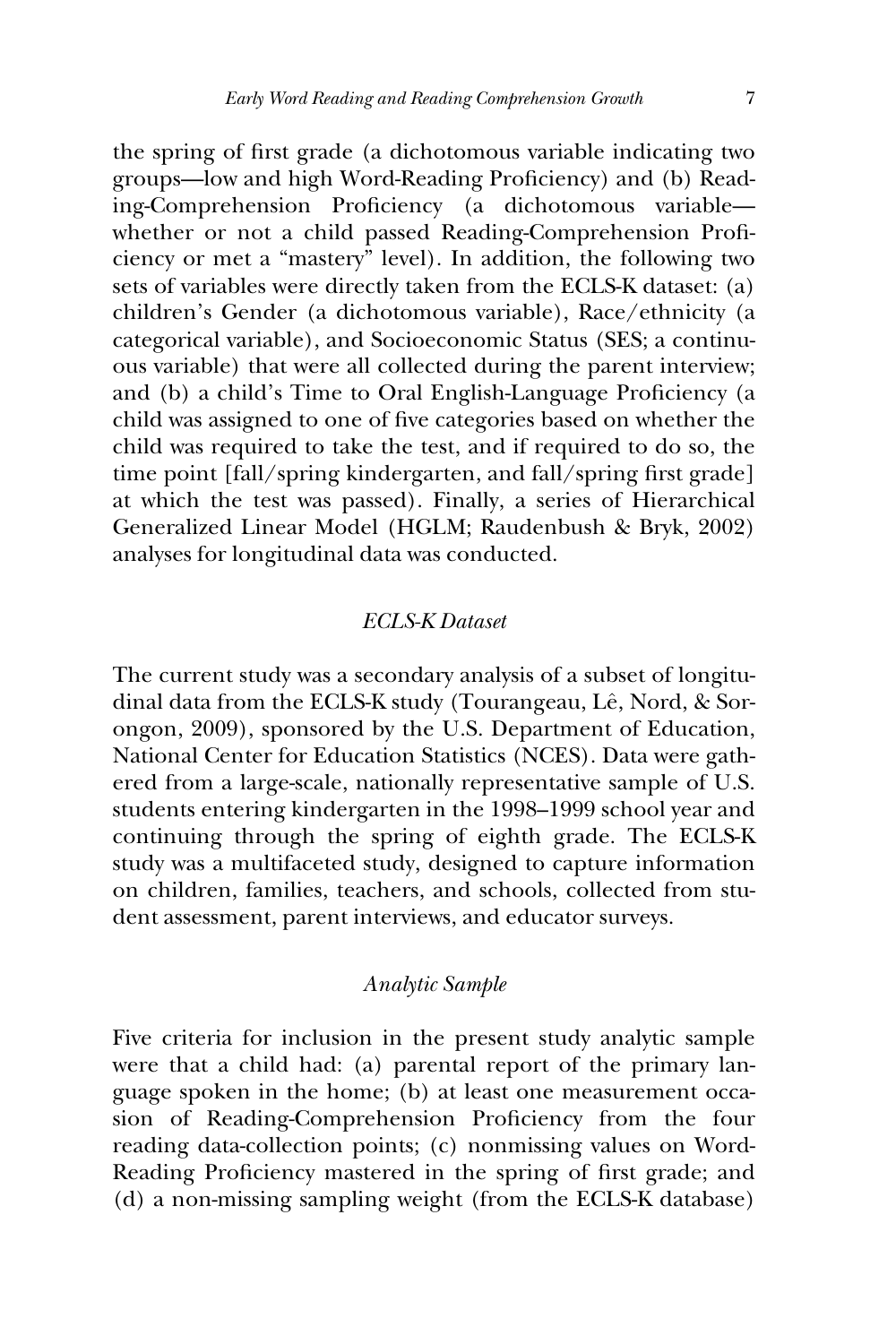the spring of first grade (a dichotomous variable indicating two groups—low and high Word-Reading Proficiency) and (b) Reading-Comprehension Proficiency (a dichotomous variable—whether or not a child passed Reading-Comprehension Proficiency or met a "mastery" level). In addition, the following two sets of variables were directly taken from the ECLS-K dataset: (a) children's Gender (a dichotomous variable), Race/ethnicity (a categorical variable), and Socioeconomic Status (SES; a continuous variable) that were all collected during the parent interview; and (b) a child's Time to Oral English-Language Proficiency (a child was assigned to one of five categories based on whether the child was required to take the test, and if required to do so, the time point [fall/spring kindergarten, and fall/spring first grade] at which the test was passed). Finally, a series of Hierarchical Generalized Linear Model (HGLM; Raudenbush & Bryk, 2002) analyses for longitudinal data was conducted.

### *ECLS-K Dataset*

The current study was a secondary analysis of a subset of longitudinal data from the ECLS-K study (Tourangeau, Lê, Nord, & Sorongon, 2009), sponsored by the U.S. Department of Education, National Center for Education Statistics (NCES). Data were gathered from a large-scale, nationally representative sample of U.S. students entering kindergarten in the 1998–1999 school year and continuing through the spring of eighth grade. The ECLS-K study was a multifaceted study, designed to capture information on children, families, teachers, and schools, collected from student assessment, parent interviews, and educator surveys.

### *Analytic Sample*

Five criteria for inclusion in the present study analytic sample were that a child had: (a) parental report of the primary language spoken in the home; (b) at least one measurement occasion of Reading-Comprehension Proficiency from the four reading data-collection points; (c) nonmissing values on Word-Reading Proficiency mastered in the spring of first grade; and (d) a non-missing sampling weight (from the ECLS-K database)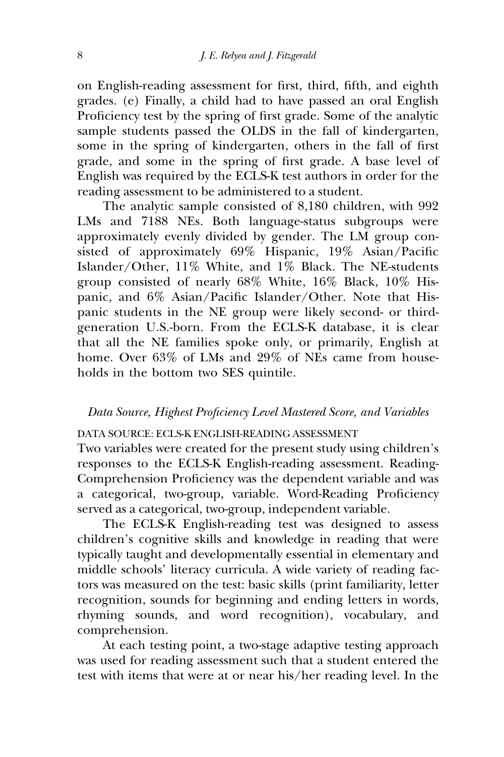on English-reading assessment for first, third, fifth, and eighth grades. (e) Finally, a child had to have passed an oral English Proficiency test by the spring of first grade. Some of the analytic sample students passed the OLDS in the fall of kindergarten, some in the spring of kindergarten, others in the fall of first grade, and some in the spring of first grade. A base level of English was required by the ECLS-K test authors in order for the reading assessment to be administered to a student.

The analytic sample consisted of 8,180 children, with 992 LMs and 7188 NEs. Both language-status subgroups were approximately evenly divided by gender. The LM group consisted of approximately 69% Hispanic, 19% Asian/Pacific Islander/Other, 11% White, and 1% Black. The NE-students group consisted of nearly 68% White, 16% Black, 10% Hispanic, and 6% Asian/Pacific Islander/Other. Note that Hispanic students in the NE group were likely second- or third-generation U.S.-born. From the ECLS-K database, it is clear that all the NE families spoke only, or primarily, English at home. Over 63% of LMs and 29% of NEs came from households in the bottom two SES quintile.

### *Data Source, Highest Proficiency Level Mastered Score, and Variables*

#### DATA SOURCE: ECLS-K ENGLISH-READING ASSESSMENT

Two variables were created for the present study using children's responses to the ECLS-K English-reading assessment. Reading-Comprehension Proficiency was the dependent variable and was a categorical, two-group, variable. Word-Reading Proficiency served as a categorical, two-group, independent variable.

The ECLS-K English-reading test was designed to assess children's cognitive skills and knowledge in reading that were typically taught and developmentally essential in elementary and middle schools' literacy curricula. A wide variety of reading factors was measured on the test: basic skills (print familiarity, letter recognition, sounds for beginning and ending letters in words, rhyming sounds, and word recognition), vocabulary, and comprehension.

At each testing point, a two-stage adaptive testing approach was used for reading assessment such that a student entered the test with items that were at or near his/her reading level. In the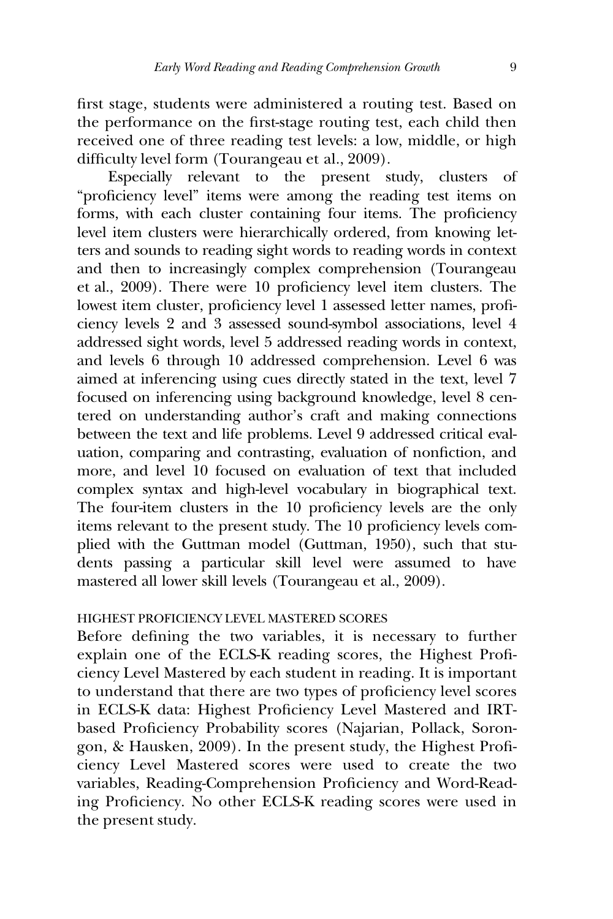first stage, students were administered a routing test. Based on the performance on the first-stage routing test, each child then received one of three reading test levels: a low, middle, or high difficulty level form (Tourangeau et al., 2009).

Especially relevant to the present study, clusters of "proficiency level" items were among the reading test items on forms, with each cluster containing four items. The proficiency level item clusters were hierarchically ordered, from knowing letters and sounds to reading sight words to reading words in context and then to increasingly complex comprehension (Tourangeau et al., 2009). There were 10 proficiency level item clusters. The lowest item cluster, proficiency level 1 assessed letter names, proficiency levels 2 and 3 assessed sound-symbol associations, level 4 addressed sight words, level 5 addressed reading words in context, and levels 6 through 10 addressed comprehension. Level 6 was aimed at inferencing using cues directly stated in the text, level 7 focused on inferencing using background knowledge, level 8 centered on understanding author's craft and making connections between the text and life problems. Level 9 addressed critical evaluation, comparing and contrasting, evaluation of nonfiction, and more, and level 10 focused on evaluation of text that included complex syntax and high-level vocabulary in biographical text. The four-item clusters in the 10 proficiency levels are the only items relevant to the present study. The 10 proficiency levels complied with the Guttman model (Guttman, 1950), such that students passing a particular skill level were assumed to have mastered all lower skill levels (Tourangeau et al., 2009).

### HIGHEST PROFICIENCY LEVEL MASTERED SCORES

Before defining the two variables, it is necessary to further explain one of the ECLS-K reading scores, the Highest Proficiency Level Mastered by each student in reading. It is important to understand that there are two types of proficiency level scores in ECLS-K data: Highest Proficiency Level Mastered and IRT-based Proficiency Probability scores (Najarian, Pollack, Sorongon, & Hausken, 2009). In the present study, the Highest Proficiency Level Mastered scores were used to create the two variables, Reading-Comprehension Proficiency and Word-Reading Proficiency. No other ECLS-K reading scores were used in the present study.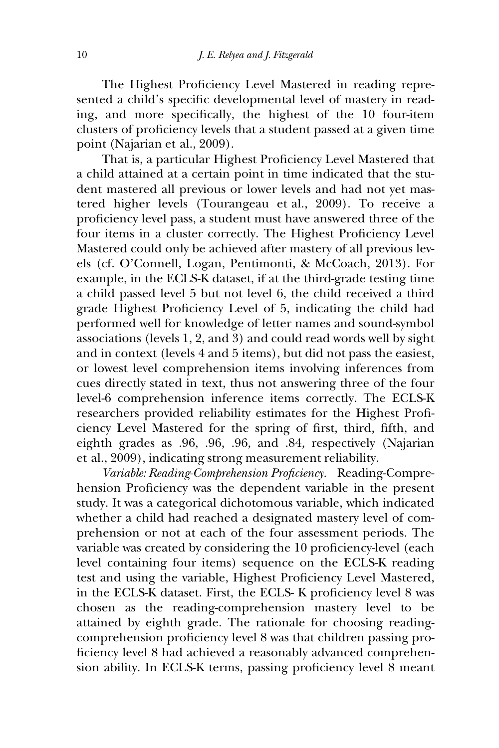The Highest Proficiency Level Mastered in reading represented a child's specific developmental level of mastery in reading, and more specifically, the highest of the 10 four-item clusters of proficiency levels that a student passed at a given time point (Najarian et al., 2009).

That is, a particular Highest Proficiency Level Mastered that a child attained at a certain point in time indicated that the student mastered all previous or lower levels and had not yet mastered higher levels (Tourangeau et al., 2009). To receive a proficiency level pass, a student must have answered three of the four items in a cluster correctly. The Highest Proficiency Level Mastered could only be achieved after mastery of all previous levels (cf. O'Connell, Logan, Pentimonti, & McCoach, 2013). For example, in the ECLS-K dataset, if at the third-grade testing time a child passed level 5 but not level 6, the child received a third grade Highest Proficiency Level of 5, indicating the child had performed well for knowledge of letter names and sound-symbol associations (levels 1, 2, and 3) and could read words well by sight and in context (levels 4 and 5 items), but did not pass the easiest, or lowest level comprehension items involving inferences from cues directly stated in text, thus not answering three of the four level-6 comprehension inference items correctly. The ECLS-K researchers provided reliability estimates for the Highest Proficiency Level Mastered for the spring of first, third, fifth, and eighth grades as .96, .96, .96, and .84, respectively (Najarian et al., 2009), indicating strong measurement reliability.

*Variable: Reading-Comprehension Proficiency.* Reading-Comprehension Proficiency was the dependent variable in the present study. It was a categorical dichotomous variable, which indicated whether a child had reached a designated mastery level of comprehension or not at each of the four assessment periods. The variable was created by considering the 10 proficiency-level (each level containing four items) sequence on the ECLS-K reading test and using the variable, Highest Proficiency Level Mastered, in the ECLS-K dataset. First, the ECLS- K proficiency level 8 was chosen as the reading-comprehension mastery level to be attained by eighth grade. The rationale for choosing reading-comprehension proficiency level 8 was that children passing proficiency level 8 had achieved a reasonably advanced comprehension ability. In ECLS-K terms, passing proficiency level 8 meant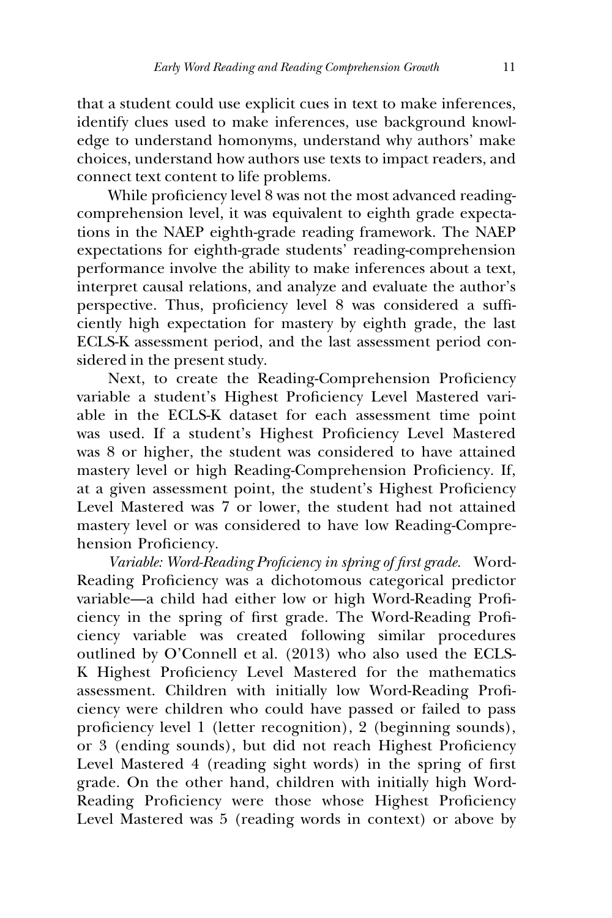that a student could use explicit cues in text to make inferences, identify clues used to make inferences, use background knowledge to understand homonyms, understand why authors' make choices, understand how authors use texts to impact readers, and connect text content to life problems.

While proficiency level 8 was not the most advanced reading-comprehension level, it was equivalent to eighth grade expectations in the NAEP eighth-grade reading framework. The NAEP expectations for eighth-grade students' reading-comprehension performance involve the ability to make inferences about a text, interpret causal relations, and analyze and evaluate the author's perspective. Thus, proficiency level 8 was considered a sufficiently high expectation for mastery by eighth grade, the last ECLS-K assessment period, and the last assessment period considered in the present study.

Next, to create the Reading-Comprehension Proficiency variable a student's Highest Proficiency Level Mastered variable in the ECLS-K dataset for each assessment time point was used. If a student's Highest Proficiency Level Mastered was 8 or higher, the student was considered to have attained mastery level or high Reading-Comprehension Proficiency. If, at a given assessment point, the student's Highest Proficiency Level Mastered was 7 or lower, the student had not attained mastery level or was considered to have low Reading-Comprehension Proficiency.

*Variable: Word-Reading Proficiency in spring of first grade.* Word-Reading Proficiency was a dichotomous categorical predictor variable—a child had either low or high Word-Reading Proficiency in the spring of first grade. The Word-Reading Proficiency variable was created following similar procedures outlined by O'Connell et al. (2013) who also used the ECLS-K Highest Proficiency Level Mastered for the mathematics assessment. Children with initially low Word-Reading Proficiency were children who could have passed or failed to pass proficiency level 1 (letter recognition), 2 (beginning sounds), or 3 (ending sounds), but did not reach Highest Proficiency Level Mastered 4 (reading sight words) in the spring of first grade. On the other hand, children with initially high Word-Reading Proficiency were those whose Highest Proficiency Level Mastered was 5 (reading words in context) or above by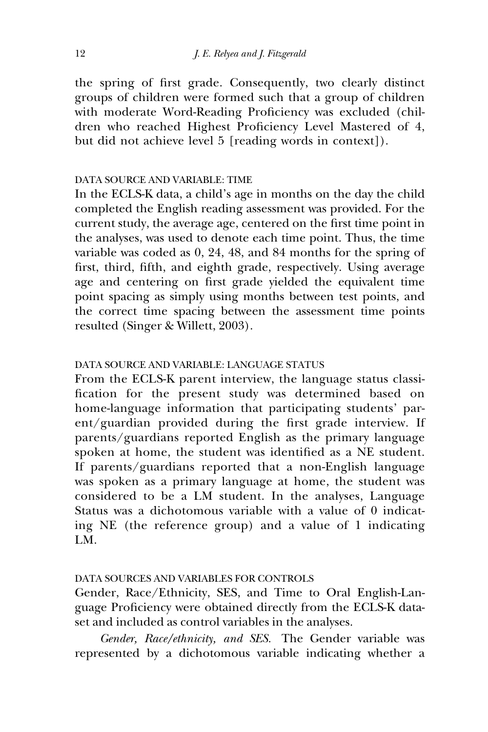the spring of first grade. Consequently, two clearly distinct groups of children were formed such that a group of children with moderate Word-Reading Proficiency was excluded (children who reached Highest Proficiency Level Mastered of 4, but did not achieve level 5 [reading words in context]).

### DATA SOURCE AND VARIABLE: TIME

In the ECLS-K data, a child's age in months on the day the child completed the English reading assessment was provided. For the current study, the average age, centered on the first time point in the analyses, was used to denote each time point. Thus, the time variable was coded as 0, 24, 48, and 84 months for the spring of first, third, fifth, and eighth grade, respectively. Using average age and centering on first grade yielded the equivalent time point spacing as simply using months between test points, and the correct time spacing between the assessment time points resulted (Singer & Willett, 2003).

### DATA SOURCE AND VARIABLE: LANGUAGE STATUS

From the ECLS-K parent interview, the language status classification for the present study was determined based on home-language information that participating students' parent/guardian provided during the first grade interview. If parents/guardians reported English as the primary language spoken at home, the student was identified as a NE student. If parents/guardians reported that a non-English language was spoken as a primary language at home, the student was considered to be a LM student. In the analyses, Language Status was a dichotomous variable with a value of 0 indicating NE (the reference group) and a value of 1 indicating LM.

### DATA SOURCES AND VARIABLES FOR CONTROLS

Gender, Race/Ethnicity, SES, and Time to Oral English-Language Proficiency were obtained directly from the ECLS-K dataset and included as control variables in the analyses.

*Gender, Race/ethnicity, and SES.* The Gender variable was represented by a dichotomous variable indicating whether a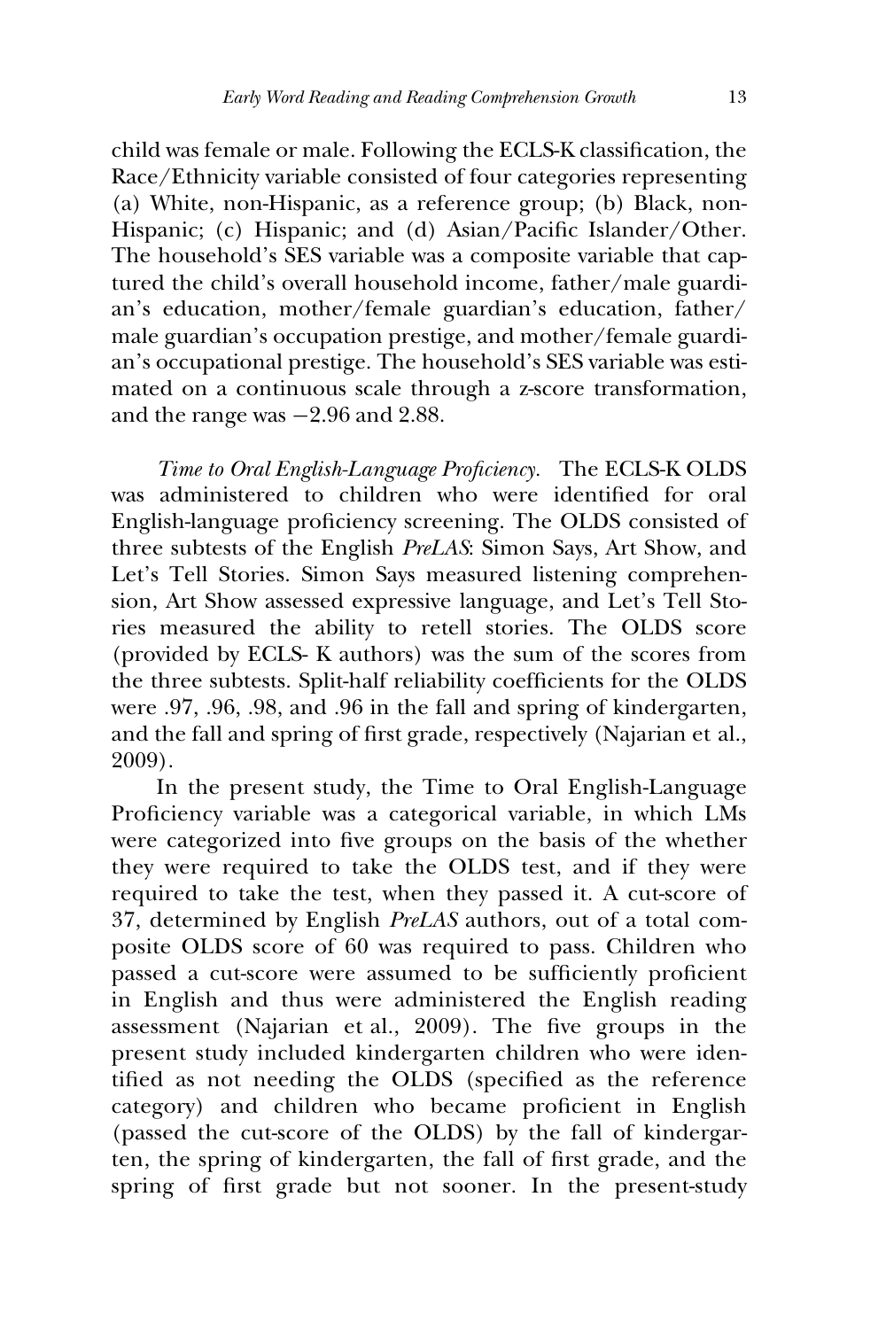child was female or male. Following the ECLS-K classification, the Race/Ethnicity variable consisted of four categories representing (a) White, non-Hispanic, as a reference group; (b) Black, non-Hispanic; (c) Hispanic; and (d) Asian/Pacific Islander/Other. The household's SES variable was a composite variable that captured the child's overall household income, father/male guardian's education, mother/female guardian's education, father/male guardian's occupation prestige, and mother/female guardian's occupational prestige. The household's SES variable was estimated on a continuous scale through a z-score transformation, and the range was −2.96 and 2.88.

*Time to Oral English-Language Proficiency.* The ECLS-K OLDS was administered to children who were identified for oral English-language proficiency screening. The OLDS consisted of three subtests of the English *PreLAS*: Simon Says, Art Show, and Let's Tell Stories. Simon Says measured listening comprehension, Art Show assessed expressive language, and Let's Tell Stories measured the ability to retell stories. The OLDS score (provided by ECLS- K authors) was the sum of the scores from the three subtests. Split-half reliability coefficients for the OLDS were .97, .96, .98, and .96 in the fall and spring of kindergarten, and the fall and spring of first grade, respectively (Najarian et al., 2009).

In the present study, the Time to Oral English-Language Proficiency variable was a categorical variable, in which LMs were categorized into five groups on the basis of the whether they were required to take the OLDS test, and if they were required to take the test, when they passed it. A cut-score of 37, determined by English *PreLAS* authors, out of a total composite OLDS score of 60 was required to pass. Children who passed a cut-score were assumed to be sufficiently proficient in English and thus were administered the English reading assessment (Najarian et al., 2009). The five groups in the present study included kindergarten children who were identified as not needing the OLDS (specified as the reference category) and children who became proficient in English (passed the cut-score of the OLDS) by the fall of kindergarten, the spring of kindergarten, the fall of first grade, and the spring of first grade but not sooner. In the present-study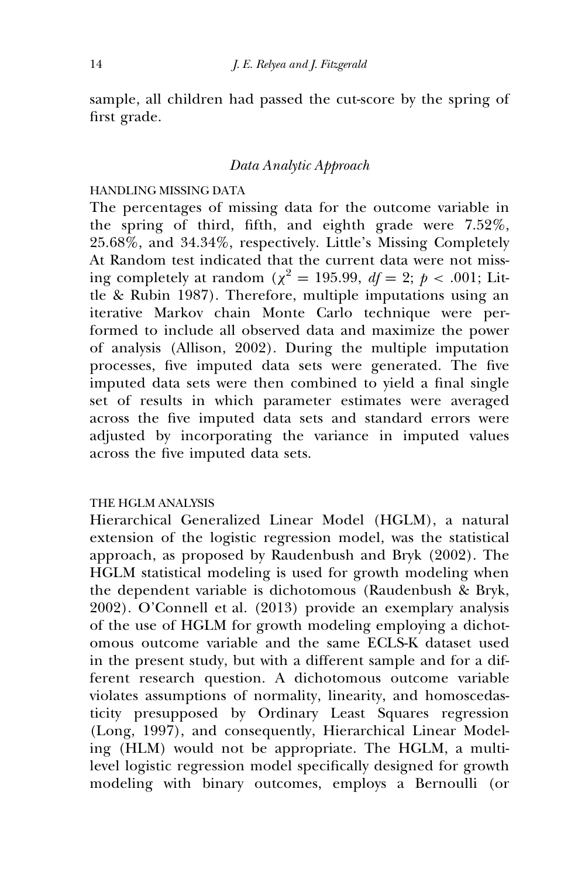sample, all children had passed the cut-score by the spring of first grade.

### *Data Analytic Approach*

#### HANDLING MISSING DATA

The percentages of missing data for the outcome variable in the spring of third, fifth, and eighth grade were 7.52%, 25.68%, and 34.34%, respectively. Little's Missing Completely At Random test indicated that the current data were not missing completely at random ($\chi^2 = 195.99$, $df = 2$; $p < .001$; Little & Rubin 1987). Therefore, multiple imputations using an iterative Markov chain Monte Carlo technique were performed to include all observed data and maximize the power of analysis (Allison, 2002). During the multiple imputation processes, five imputed data sets were generated. The five imputed data sets were then combined to yield a final single set of results in which parameter estimates were averaged across the five imputed data sets and standard errors were adjusted by incorporating the variance in imputed values across the five imputed data sets.

#### THE HGLM ANALYSIS

Hierarchical Generalized Linear Model (HGLM), a natural extension of the logistic regression model, was the statistical approach, as proposed by Raudenbush and Bryk (2002). The HGLM statistical modeling is used for growth modeling when the dependent variable is dichotomous (Raudenbush & Bryk, 2002). O'Connell et al. (2013) provide an exemplary analysis of the use of HGLM for growth modeling employing a dichotomous outcome variable and the same ECLS-K dataset used in the present study, but with a different sample and for a different research question. A dichotomous outcome variable violates assumptions of normality, linearity, and homoscedasticity presupposed by Ordinary Least Squares regression (Long, 1997), and consequently, Hierarchical Linear Modeling (HLM) would not be appropriate. The HGLM, a multilevel logistic regression model specifically designed for growth modeling with binary outcomes, employs a Bernoulli (or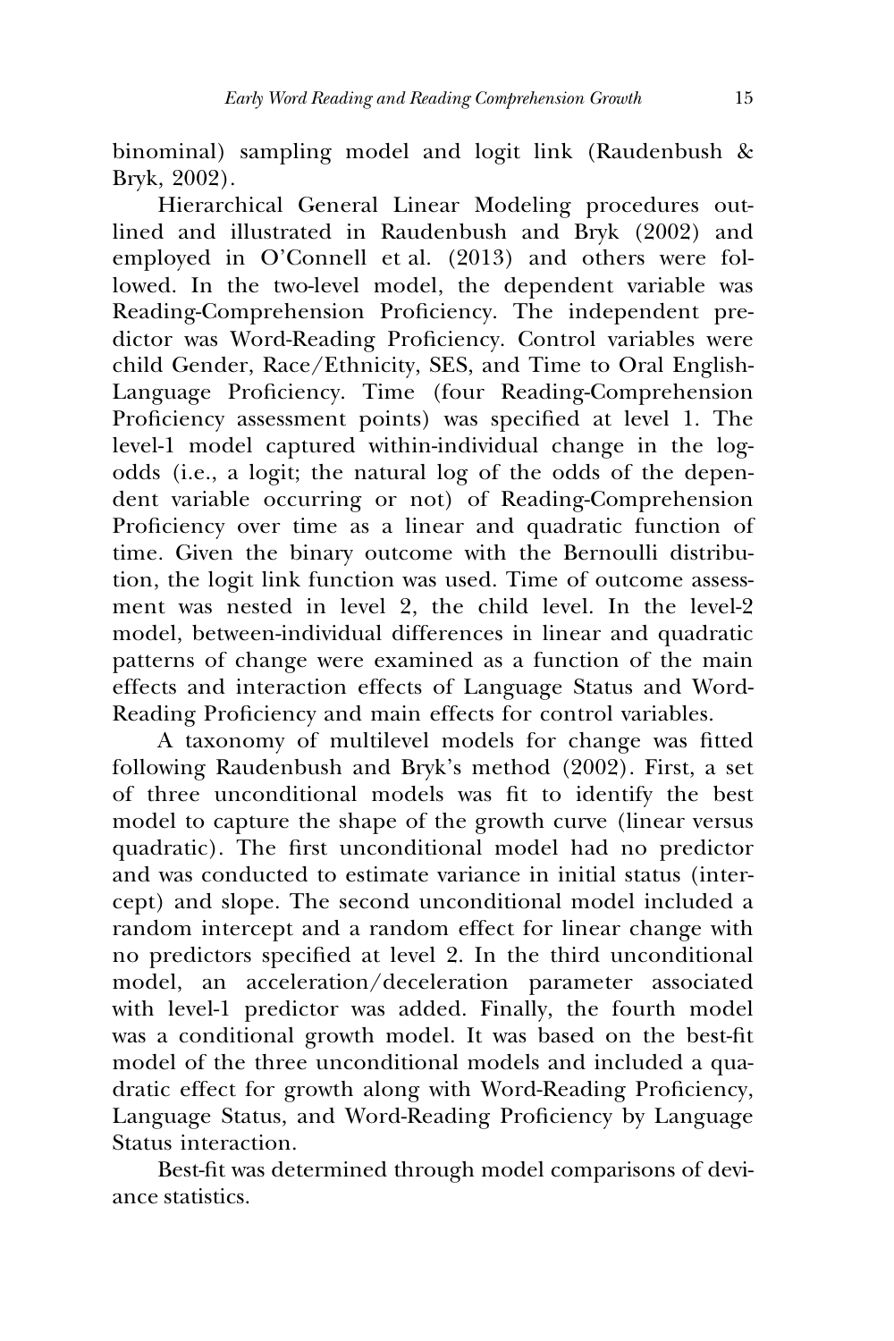binominal) sampling model and logit link (Raudenbush & Bryk, 2002).

Hierarchical General Linear Modeling procedures outlined and illustrated in Raudenbush and Bryk (2002) and employed in O'Connell et al. (2013) and others were followed. In the two-level model, the dependent variable was Reading-Comprehension Proficiency. The independent predictor was Word-Reading Proficiency. Control variables were child Gender, Race/Ethnicity, SES, and Time to Oral English-Language Proficiency. Time (four Reading-Comprehension Proficiency assessment points) was specified at level 1. The level-1 model captured within-individual change in the log-odds (i.e., a logit; the natural log of the odds of the dependent variable occurring or not) of Reading-Comprehension Proficiency over time as a linear and quadratic function of time. Given the binary outcome with the Bernoulli distribution, the logit link function was used. Time of outcome assessment was nested in level 2, the child level. In the level-2 model, between-individual differences in linear and quadratic patterns of change were examined as a function of the main effects and interaction effects of Language Status and Word-Reading Proficiency and main effects for control variables.

A taxonomy of multilevel models for change was fitted following Raudenbush and Bryk's method (2002). First, a set of three unconditional models was fit to identify the best model to capture the shape of the growth curve (linear versus quadratic). The first unconditional model had no predictor and was conducted to estimate variance in initial status (intercept) and slope. The second unconditional model included a random intercept and a random effect for linear change with no predictors specified at level 2. In the third unconditional model, an acceleration/deceleration parameter associated with level-1 predictor was added. Finally, the fourth model was a conditional growth model. It was based on the best-fit model of the three unconditional models and included a quadratic effect for growth along with Word-Reading Proficiency, Language Status, and Word-Reading Proficiency by Language Status interaction.

Best-fit was determined through model comparisons of deviance statistics.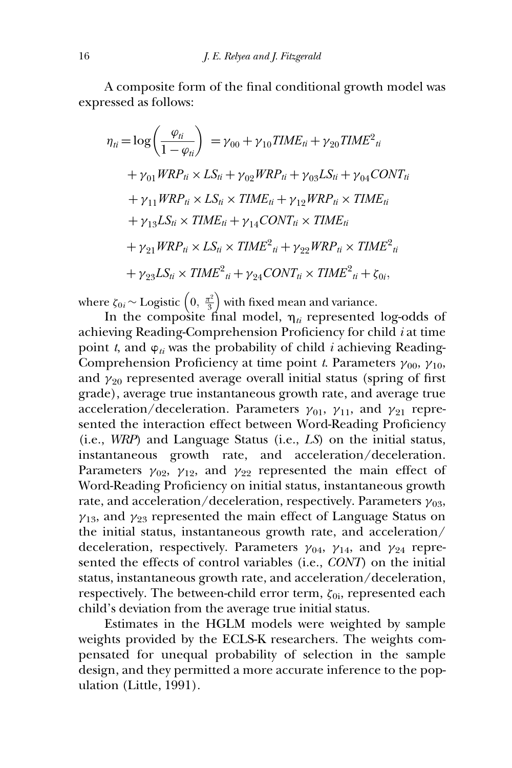A composite form of the final conditional growth model was expressed as follows:

$$
\begin{aligned}
\eta_{ti} = \log\left(\frac{\varphi_{ti}}{1-\varphi_{ti}}\right) &= \gamma_{00} + \gamma_{10} TIME_{ti} + \gamma_{20} TIME^2{}_{ti} \\
&+ \gamma_{01} WRP_{ti} \times LS_{ti} + \gamma_{02} WRP_{ti} + \gamma_{03} LS_{ti} + \gamma_{04} CONT_{ti} \\
&+ \gamma_{11} WRP_{ti} \times LS_{ti} \times TIME_{ti} + \gamma_{12} WRP_{ti} \times TIME_{ti} \\
&+ \gamma_{13} LS_{ti} \times TIME_{ti} + \gamma_{14} CONT_{ti} \times TIME_{ti} \\
&+ \gamma_{21} WRP_{ti} \times LS_{ti} \times TIME^2{}_{ti} + \gamma_{22} WRP_{ti} \times TIME^2{}_{ti} \\
&+ \gamma_{23} LS_{ti} \times TIME^2{}_{ti} + \gamma_{24} CONT_{ti} \times TIME^2{}_{ti} + \zeta_{0i},
\end{aligned}
$$

where $\zeta_{0i} \sim \text{Logistic}\left(0, \frac{\pi^2}{3}\right)$ with fixed mean and variance.

In the composite final model, $\eta_{ti}$ represented log-odds of achieving Reading-Comprehension Proficiency for child *i* at time point *t*, and $\varphi_{ti}$ was the probability of child *i* achieving Reading-Comprehension Proficiency at time point *t*. Parameters $\gamma_{00}$, $\gamma_{10}$, and $\gamma_{20}$ represented average overall initial status (spring of first grade), average true instantaneous growth rate, and average true acceleration/deceleration. Parameters $\gamma_{01}$, $\gamma_{11}$, and $\gamma_{21}$ represented the interaction effect between Word-Reading Proficiency (i.e., *WRP*) and Language Status (i.e., *LS*) on the initial status, instantaneous growth rate, and acceleration/deceleration. Parameters $\gamma_{02}$, $\gamma_{12}$, and $\gamma_{22}$ represented the main effect of Word-Reading Proficiency on initial status, instantaneous growth rate, and acceleration/deceleration, respectively. Parameters $\gamma_{03}$, $\gamma_{13}$, and $\gamma_{23}$ represented the main effect of Language Status on the initial status, instantaneous growth rate, and acceleration/deceleration, respectively. Parameters $\gamma_{04}$, $\gamma_{14}$, and $\gamma_{24}$ represented the effects of control variables (i.e., *CONT*) on the initial status, instantaneous growth rate, and acceleration/deceleration, respectively. The between-child error term, $\zeta_{0i}$, represented each child's deviation from the average true initial status.

Estimates in the HGLM models were weighted by sample weights provided by the ECLS-K researchers. The weights compensated for unequal probability of selection in the sample design, and they permitted a more accurate inference to the population (Little, 1991).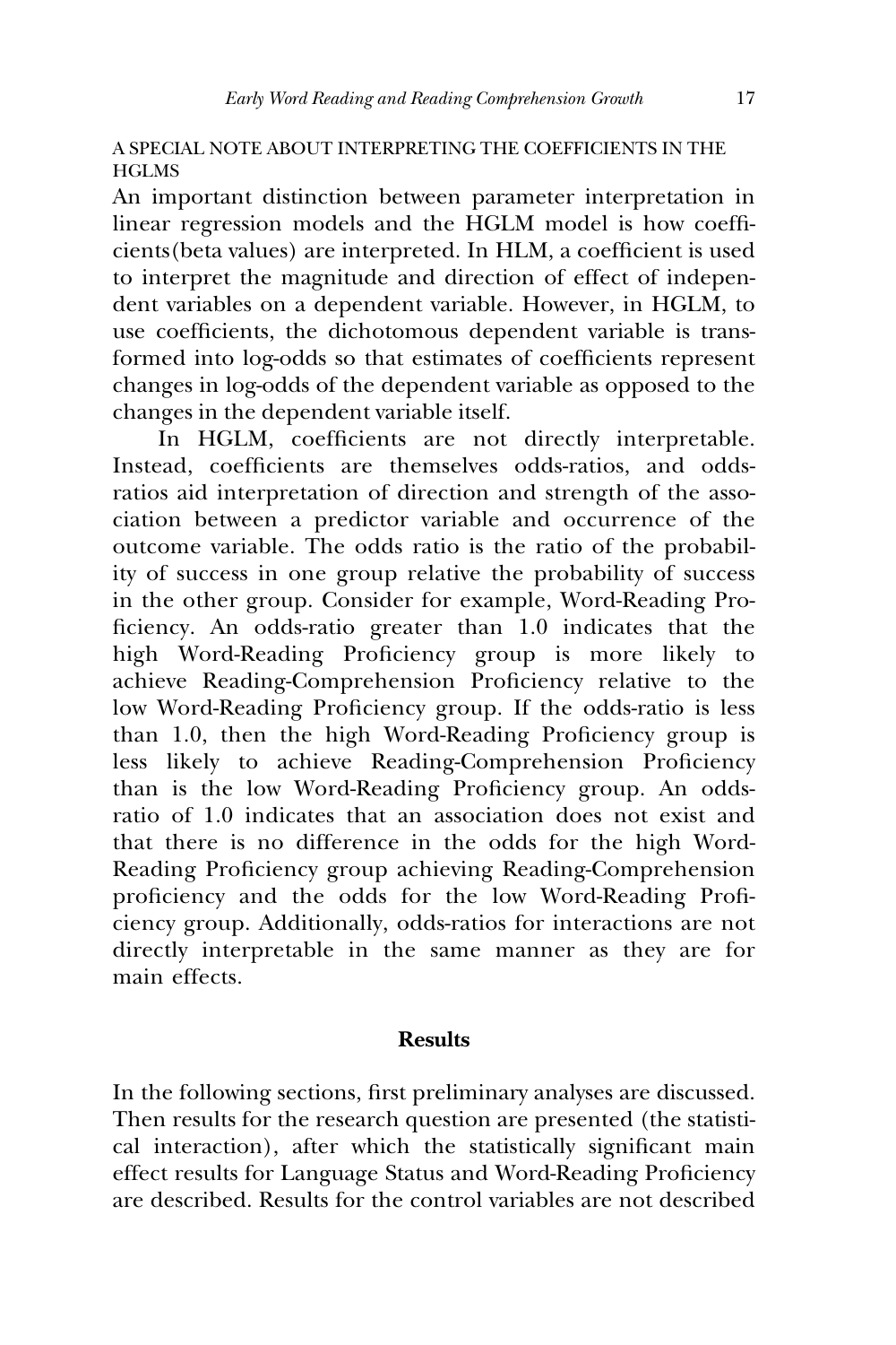### A SPECIAL NOTE ABOUT INTERPRETING THE COEFFICIENTS IN THE HGLMS

An important distinction between parameter interpretation in linear regression models and the HGLM model is how coefficients(beta values) are interpreted. In HLM, a coefficient is used to interpret the magnitude and direction of effect of independent variables on a dependent variable. However, in HGLM, to use coefficients, the dichotomous dependent variable is transformed into log-odds so that estimates of coefficients represent changes in log-odds of the dependent variable as opposed to the changes in the dependent variable itself.

In HGLM, coefficients are not directly interpretable. Instead, coefficients are themselves odds-ratios, and odds-ratios aid interpretation of direction and strength of the association between a predictor variable and occurrence of the outcome variable. The odds ratio is the ratio of the probability of success in one group relative the probability of success in the other group. Consider for example, Word-Reading Proficiency. An odds-ratio greater than 1.0 indicates that the high Word-Reading Proficiency group is more likely to achieve Reading-Comprehension Proficiency relative to the low Word-Reading Proficiency group. If the odds-ratio is less than 1.0, then the high Word-Reading Proficiency group is less likely to achieve Reading-Comprehension Proficiency than is the low Word-Reading Proficiency group. An odds-ratio of 1.0 indicates that an association does not exist and that there is no difference in the odds for the high Word-Reading Proficiency group achieving Reading-Comprehension proficiency and the odds for the low Word-Reading Proficiency group. Additionally, odds-ratios for interactions are not directly interpretable in the same manner as they are for main effects.

## Results

In the following sections, first preliminary analyses are discussed. Then results for the research question are presented (the statistical interaction), after which the statistically significant main effect results for Language Status and Word-Reading Proficiency are described. Results for the control variables are not described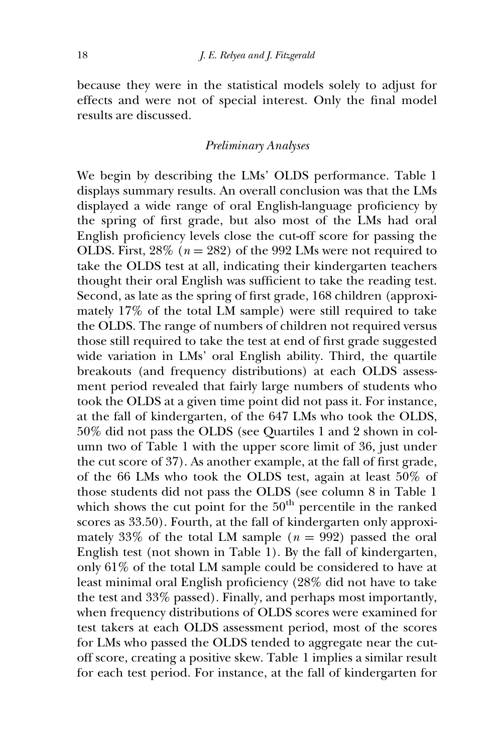because they were in the statistical models solely to adjust for effects and were not of special interest. Only the final model results are discussed.

### *Preliminary Analyses*

We begin by describing the LMs' OLDS performance. Table 1 displays summary results. An overall conclusion was that the LMs displayed a wide range of oral English-language proficiency by the spring of first grade, but also most of the LMs had oral English proficiency levels close the cut-off score for passing the OLDS. First, 28% ($n = 282$) of the 992 LMs were not required to take the OLDS test at all, indicating their kindergarten teachers thought their oral English was sufficient to take the reading test. Second, as late as the spring of first grade, 168 children (approximately 17% of the total LM sample) were still required to take the OLDS. The range of numbers of children not required versus those still required to take the test at end of first grade suggested wide variation in LMs' oral English ability. Third, the quartile breakouts (and frequency distributions) at each OLDS assessment period revealed that fairly large numbers of students who took the OLDS at a given time point did not pass it. For instance, at the fall of kindergarten, of the 647 LMs who took the OLDS, 50% did not pass the OLDS (see Quartiles 1 and 2 shown in column two of Table 1 with the upper score limit of 36, just under the cut score of 37). As another example, at the fall of first grade, of the 66 LMs who took the OLDS test, again at least 50% of those students did not pass the OLDS (see column 8 in Table 1 which shows the cut point for the 50th percentile in the ranked scores as 33.50). Fourth, at the fall of kindergarten only approximately 33% of the total LM sample ($n = 992$) passed the oral English test (not shown in Table 1). By the fall of kindergarten, only 61% of the total LM sample could be considered to have at least minimal oral English proficiency (28% did not have to take the test and 33% passed). Finally, and perhaps most importantly, when frequency distributions of OLDS scores were examined for test takers at each OLDS assessment period, most of the scores for LMs who passed the OLDS tended to aggregate near the cut-off score, creating a positive skew. Table 1 implies a similar result for each test period. For instance, at the fall of kindergarten for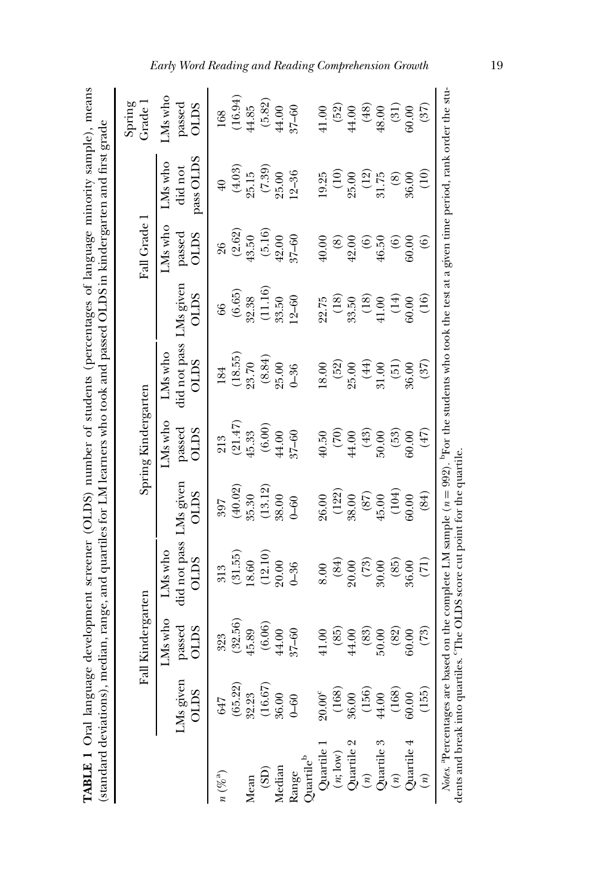**TABLE 1** Oral language development screener (OLDS) number of students (percentages of language minority sample), means (standard deviations), median, range, and quartiles for LM learners who took and passed OLDS in kindergarten and first grade

| | Fall Kindergarten | | | Spring Kindergarten | | | Fall Grade 1 | | | Spring Grade 1 |
|---|---|---|---|---|---|---|---|---|---|---|
| | LMs given OLDS | LMs who passed OLDS | LMs who did not pass OLDS | LMs given OLDS | LMs who passed OLDS | LMs who did not pass OLDS | LMs given OLDS | LMs who passed OLDS | LMs who did not pass OLDS | LMs who passed OLDS |
| *n* (%[a]) | 647 | 323 | 313 | 397 | 213 | 184 | 66 | 26 | 40 | 168 |
| | (65.22) | (32.56) | (31.55) | (40.02) | (21.47) | (18.55) | (6.65) | (2.62) | (4.03) | (16.94) |
| Mean | 32.23 | 45.89 | 18.60 | 35.30 | 45.33 | 23.70 | 32.38 | 43.50 | 25.15 | 44.85 |
| (SD) | (16.67) | (6.06) | (12.10) | (13.12) | (6.00) | (8.84) | (11.16) | (5.16) | (7.39) | (5.82) |
| Median | 36.00 | 44.00 | 20.00 | 38.00 | 44.00 | 25.00 | 33.50 | 42.00 | 25.00 | 44.00 |
| Range | 0–60 | 37–60 | 0–36 | 0–60 | 37–60 | 0–36 | 12–60 | 37–60 | 12–36 | 37–60 |
| Quartile[b] | | | | | | | | | | |
| Quartile 1 | 20.00[c] | 41.00 | 8.00 | 26.00 | 40.50 | 18.00 | 22.75 | 40.00 | 19.25 | 41.00 |
| (*n*; low) | (168) | (85) | (84) | (122) | (70) | (52) | (18) | (8) | (10) | (52) |
| Quartile 2 | 36.00 | 44.00 | 20.00 | 38.00 | 44.00 | 25.00 | 33.50 | 42.00 | 25.00 | 44.00 |
| (*n*) | (156) | (83) | (73) | (87) | (43) | (44) | (18) | (6) | (12) | (48) |
| Quartile 3 | 44.00 | 50.00 | 30.00 | 45.00 | 50.00 | 31.00 | 41.00 | 46.50 | 31.75 | 48.00 |
| (*n*) | (168) | (82) | (85) | (104) | (53) | (51) | (14) | (6) | (8) | (31) |
| Quartile 4 | 60.00 | 60.00 | 36.00 | 60.00 | 60.00 | 36.00 | 60.00 | 60.00 | 36.00 | 60.00 |
| (*n*) | (155) | (73) | (71) | (84) | (47) | (37) | (16) | (6) | (10) | (37) |

*Notes.* [a]Percentages are based on the complete LM sample ($n = 992$). [b]For the students who took the test at a given time period, rank order the students and break into quartiles. [c]The OLDS score cut point for the quartile.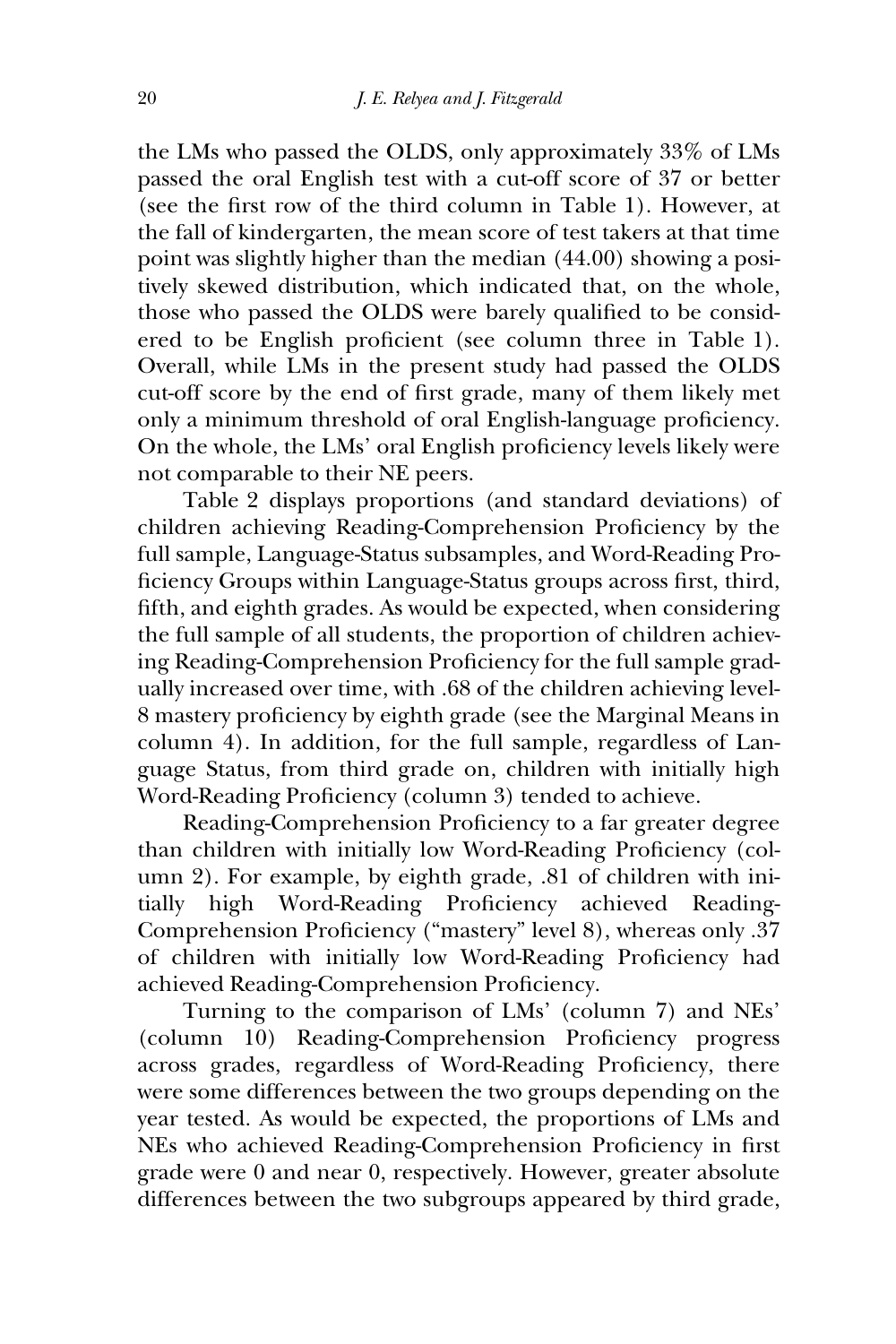the LMs who passed the OLDS, only approximately 33% of LMs passed the oral English test with a cut-off score of 37 or better (see the first row of the third column in Table 1). However, at the fall of kindergarten, the mean score of test takers at that time point was slightly higher than the median (44.00) showing a positively skewed distribution, which indicated that, on the whole, those who passed the OLDS were barely qualified to be considered to be English proficient (see column three in Table 1). Overall, while LMs in the present study had passed the OLDS cut-off score by the end of first grade, many of them likely met only a minimum threshold of oral English-language proficiency. On the whole, the LMs' oral English proficiency levels likely were not comparable to their NE peers.

Table 2 displays proportions (and standard deviations) of children achieving Reading-Comprehension Proficiency by the full sample, Language-Status subsamples, and Word-Reading Proficiency Groups within Language-Status groups across first, third, fifth, and eighth grades. As would be expected, when considering the full sample of all students, the proportion of children achieving Reading-Comprehension Proficiency for the full sample gradually increased over time, with .68 of the children achieving level-8 mastery proficiency by eighth grade (see the Marginal Means in column 4). In addition, for the full sample, regardless of Language Status, from third grade on, children with initially high Word-Reading Proficiency (column 3) tended to achieve.

Reading-Comprehension Proficiency to a far greater degree than children with initially low Word-Reading Proficiency (column 2). For example, by eighth grade, .81 of children with initially high Word-Reading Proficiency achieved Reading-Comprehension Proficiency ("mastery" level 8), whereas only .37 of children with initially low Word-Reading Proficiency had achieved Reading-Comprehension Proficiency.

Turning to the comparison of LMs' (column 7) and NEs' (column 10) Reading-Comprehension Proficiency progress across grades, regardless of Word-Reading Proficiency, there were some differences between the two groups depending on the year tested. As would be expected, the proportions of LMs and NEs who achieved Reading-Comprehension Proficiency in first grade were 0 and near 0, respectively. However, greater absolute differences between the two subgroups appeared by third grade,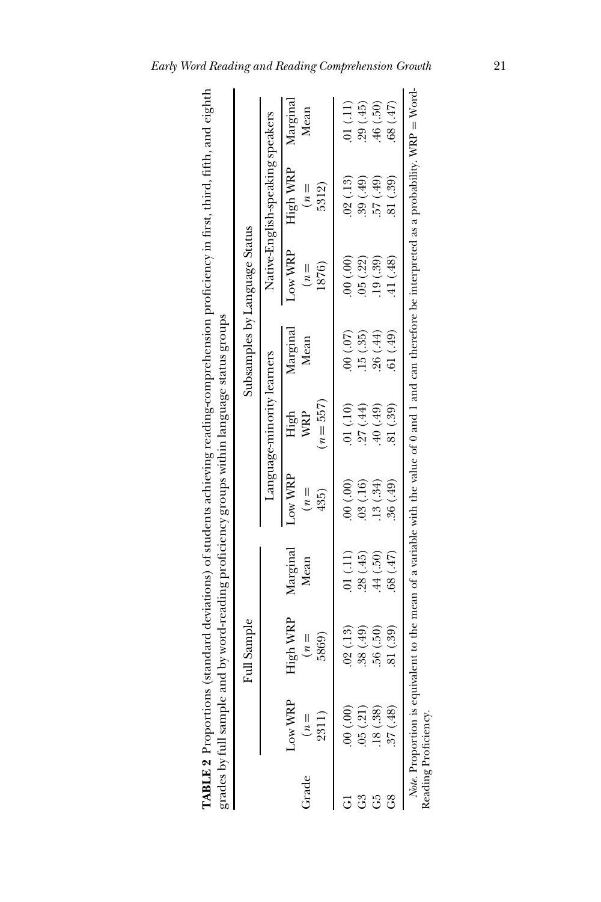**TABLE 2** Proportions (standard deviations) of students achieving reading-comprehension proficiency in first, third, fifth, and eighth grades by full sample and by word-reading proficiency groups within language status groups

| | Full Sample | | | Subsamples by Language Status | | | | | |
|---|---|---|---|---|---|---|---|---|---|
| | | | | Language-minority learners | | | Native-English-speaking speakers | | |
| Grade | Low WRP ($n$ = 2311) | High WRP ($n$ = 5869) | Marginal Mean | Low WRP ($n$ = 435) | High WRP ($n$ = 557) | Marginal Mean | Low WRP ($n$ = 1876) | High WRP ($n$ = 5312) | Marginal Mean |
| G1 | .00 (.00) | .02 (.13) | .01 (.11) | .00 (.00) | .01 (.10) | .00 (.07) | .00 (.00) | .02 (.13) | .01 (.11) |
| G3 | .05 (.21) | .38 (.49) | .28 (.45) | .03 (.16) | .27 (.44) | .15 (.35) | .05 (.22) | .39 (.49) | .29 (.45) |
| G5 | .18 (.38) | .56 (.50) | .44 (.50) | .13 (.34) | .40 (.49) | .26 (.44) | .19 (.39) | .57 (.49) | .46 (.50) |
| G8 | .37 (.48) | .81 (.39) | .68 (.47) | .36 (.49) | .81 (.39) | .61 (.49) | .41 (.48) | .81 (.39) | .68 (.47) |

*Note.* Proportion is equivalent to the mean of a variable with the value of 0 and 1 and can therefore be interpreted as a probability. WRP = Word-Reading Proficiency.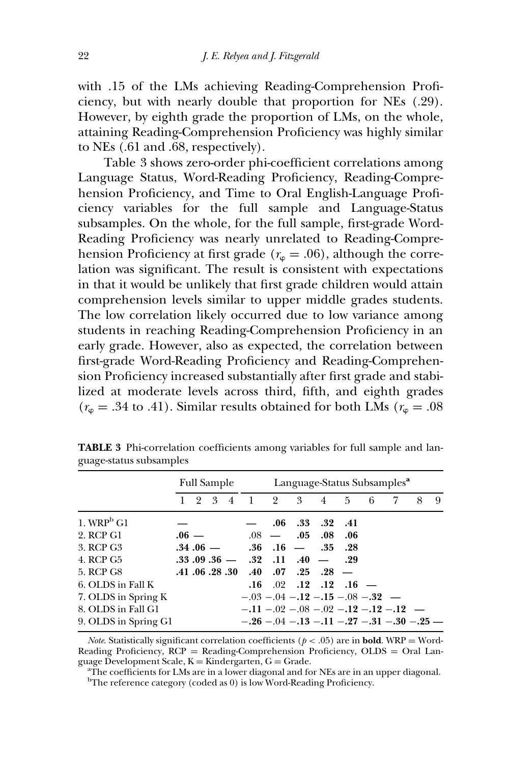with .15 of the LMs achieving Reading-Comprehension Proficiency, but with nearly double that proportion for NEs (.29). However, by eighth grade the proportion of LMs, on the whole, attaining Reading-Comprehension Proficiency was highly similar to NEs (.61 and .68, respectively).

Table 3 shows zero-order phi-coefficient correlations among Language Status, Word-Reading Proficiency, Reading-Comprehension Proficiency, and Time to Oral English-Language Proficiency variables for the full sample and Language-Status subsamples. On the whole, for the full sample, first-grade Word-Reading Proficiency was nearly unrelated to Reading-Comprehension Proficiency at first grade ($r_\varphi = .06$), although the correlation was significant. The result is consistent with expectations in that it would be unlikely that first grade children would attain comprehension levels similar to upper middle grades students. The low correlation likely occurred due to low variance among students in reaching Reading-Comprehension Proficiency in an early grade. However, also as expected, the correlation between first-grade Word-Reading Proficiency and Reading-Comprehension Proficiency increased substantially after first grade and stabilized at moderate levels across third, fifth, and eighth grades ($r_\varphi = .34$ to .41). Similar results obtained for both LMs ($r_\varphi = .08$

**TABLE 3** Phi-correlation coefficients among variables for full sample and language-status subsamples

| | Full Sample | | | | Language-Status Subsamples[a] | | | | | | | | |
|---|---|---|---|---|---|---|---|---|---|---|---|---|---|
| | 1 | 2 | 3 | 4 | 1 | 2 | 3 | 4 | 5 | 6 | 7 | 8 | 9 |
| 1. WRP[b] G1 | — | | | | — | **.06** | **.33** | **.32** | **.41** | | | | |
| 2. RCP G1 | **.06** | — | | | .08 | — | **.05** | **.08** | **.06** | | | | |
| 3. RCP G3 | **.34** | **.06** | — | | **.36** | **.16** | — | **.35** | **.28** | | | | |
| 4. RCP G5 | **.33** | **.09** | **.36** | — | **.32** | **.11** | **.40** | — | **.29** | | | | |
| 5. RCP G8 | **.41** | **.06** | **.28** | **.30** | **.40** | **.07** | **.25** | **.28** | — | | | | |
| 6. OLDS in Fall K | | | | | **.16** | .02 | **.12** | **.12** | **.16** | — | | | |
| 7. OLDS in Spring K | | | | | −.03 | −.04 | **−.12** | **−.15** | −.08 | **−.32** | — | | |
| 8. OLDS in Fall G1 | | | | | **−.11** | −.02 | −.08 | −.02 | **−.12** | **−.12** | **−.12** | — | |
| 9. OLDS in Spring G1 | | | | | **−.26** | −.04 | **−.13** | **−.11** | **−.27** | **−.31** | **−.30** | **−.25** | — |

*Note.* Statistically significant correlation coefficients ($p < .05$) are in **bold**. WRP = Word-Reading Proficiency, RCP = Reading-Comprehension Proficiency, OLDS = Oral Language Development Scale, K = Kindergarten, G = Grade.

[a]The coefficients for LMs are in a lower diagonal and for NEs are in an upper diagonal.

[b]The reference category (coded as 0) is low Word-Reading Proficiency.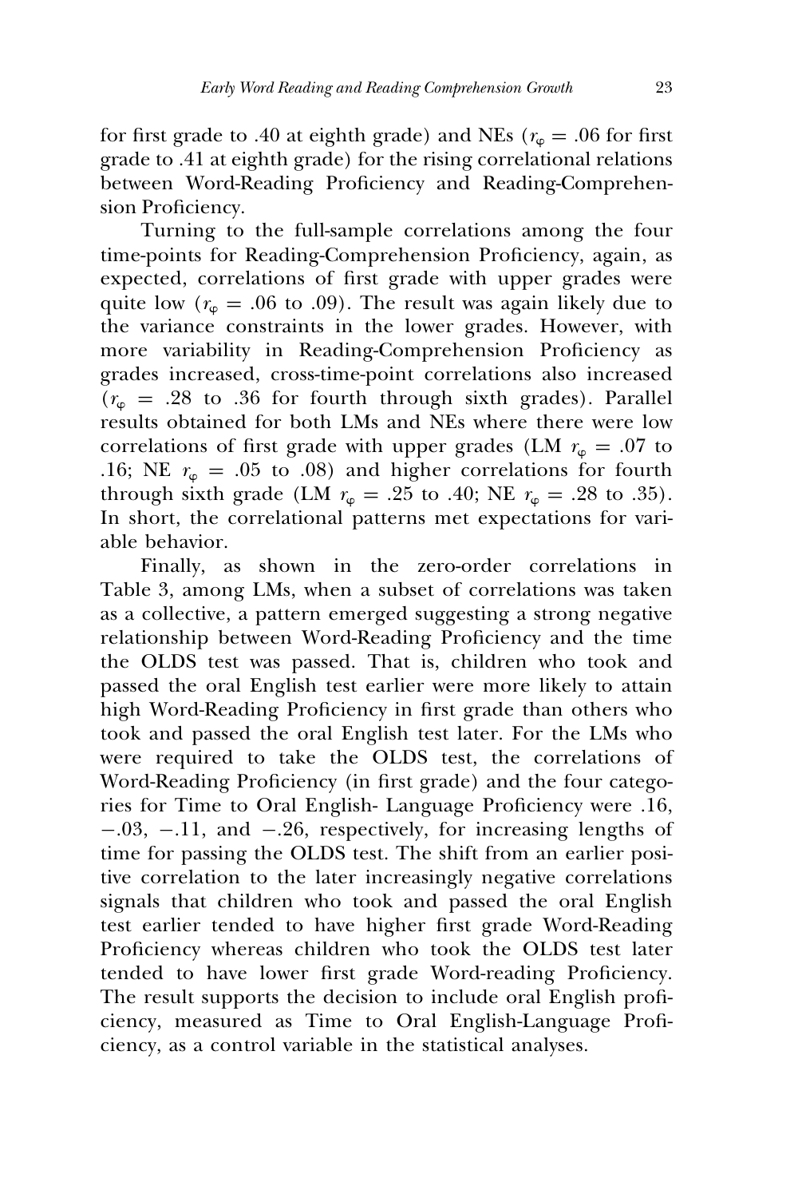for first grade to .40 at eighth grade) and NEs ($r_\varphi = .06$ for first grade to .41 at eighth grade) for the rising correlational relations between Word-Reading Proficiency and Reading-Comprehension Proficiency.

Turning to the full-sample correlations among the four time-points for Reading-Comprehension Proficiency, again, as expected, correlations of first grade with upper grades were quite low ($r_\varphi = .06$ to .09). The result was again likely due to the variance constraints in the lower grades. However, with more variability in Reading-Comprehension Proficiency as grades increased, cross-time-point correlations also increased ($r_\varphi = .28$ to .36 for fourth through sixth grades). Parallel results obtained for both LMs and NEs where there were low correlations of first grade with upper grades (LM $r_\varphi = .07$ to .16; NE $r_\varphi = .05$ to .08) and higher correlations for fourth through sixth grade (LM $r_\varphi = .25$ to .40; NE $r_\varphi = .28$ to .35). In short, the correlational patterns met expectations for variable behavior.

Finally, as shown in the zero-order correlations in Table 3, among LMs, when a subset of correlations was taken as a collective, a pattern emerged suggesting a strong negative relationship between Word-Reading Proficiency and the time the OLDS test was passed. That is, children who took and passed the oral English test earlier were more likely to attain high Word-Reading Proficiency in first grade than others who took and passed the oral English test later. For the LMs who were required to take the OLDS test, the correlations of Word-Reading Proficiency (in first grade) and the four categories for Time to Oral English- Language Proficiency were .16, −.03, −.11, and −.26, respectively, for increasing lengths of time for passing the OLDS test. The shift from an earlier positive correlation to the later increasingly negative correlations signals that children who took and passed the oral English test earlier tended to have higher first grade Word-Reading Proficiency whereas children who took the OLDS test later tended to have lower first grade Word-reading Proficiency. The result supports the decision to include oral English proficiency, measured as Time to Oral English-Language Proficiency, as a control variable in the statistical analyses.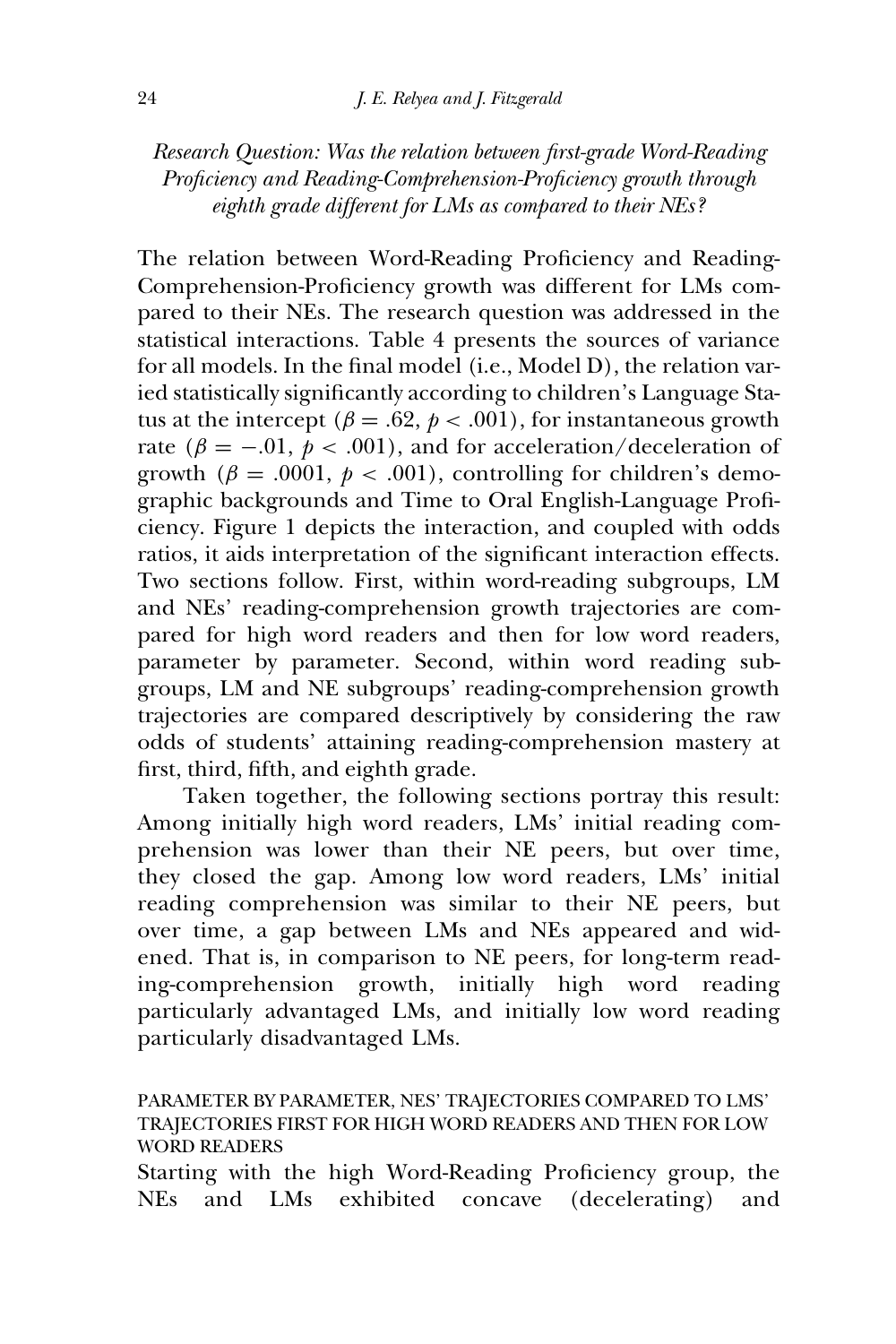*Research Question: Was the relation between first-grade Word-Reading Proficiency and Reading-Comprehension-Proficiency growth through eighth grade different for LMs as compared to their NEs?*

The relation between Word-Reading Proficiency and Reading-Comprehension-Proficiency growth was different for LMs compared to their NEs. The research question was addressed in the statistical interactions. Table 4 presents the sources of variance for all models. In the final model (i.e., Model D), the relation varied statistically significantly according to children's Language Status at the intercept ($\beta = .62$, $p < .001$), for instantaneous growth rate ($\beta = -.01$, $p < .001$), and for acceleration/deceleration of growth ($\beta = .0001$, $p < .001$), controlling for children's demographic backgrounds and Time to Oral English-Language Proficiency. Figure 1 depicts the interaction, and coupled with odds ratios, it aids interpretation of the significant interaction effects. Two sections follow. First, within word-reading subgroups, LM and NEs' reading-comprehension growth trajectories are compared for high word readers and then for low word readers, parameter by parameter. Second, within word reading subgroups, LM and NE subgroups' reading-comprehension growth trajectories are compared descriptively by considering the raw odds of students' attaining reading-comprehension mastery at first, third, fifth, and eighth grade.

Taken together, the following sections portray this result: Among initially high word readers, LMs' initial reading comprehension was lower than their NE peers, but over time, they closed the gap. Among low word readers, LMs' initial reading comprehension was similar to their NE peers, but over time, a gap between LMs and NEs appeared and widened. That is, in comparison to NE peers, for long-term reading-comprehension growth, initially high word reading particularly advantaged LMs, and initially low word reading particularly disadvantaged LMs.

#### PARAMETER BY PARAMETER, NES' TRAJECTORIES COMPARED TO LMS' TRAJECTORIES FIRST FOR HIGH WORD READERS AND THEN FOR LOW WORD READERS

Starting with the high Word-Reading Proficiency group, the NEs and LMs exhibited concave (decelerating) and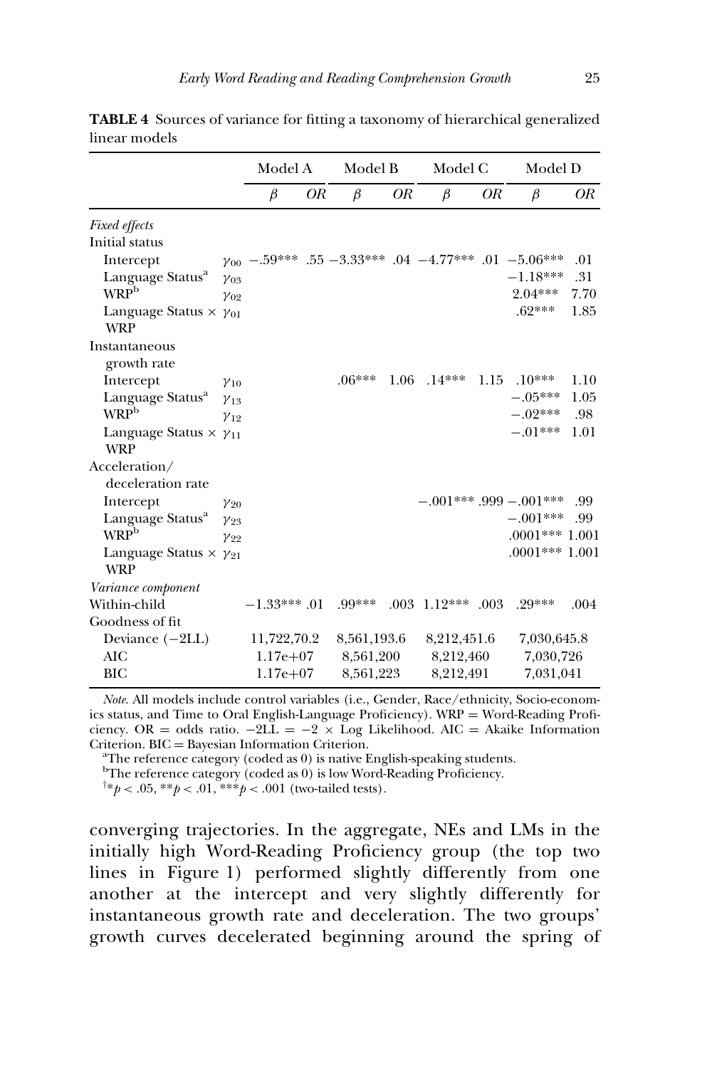**TABLE 4** Sources of variance for fitting a taxonomy of hierarchical generalized linear models

| | | Model A | | Model B | | Model C | | Model D | |
|---|---|---|---|---|---|---|---|---|---|
| | | $\beta$ | *OR* | $\beta$ | *OR* | $\beta$ | *OR* | $\beta$ | *OR* |
| *Fixed effects* | | | | | | | | | |
| Initial status | | | | | | | | | |
| Intercept | $\gamma_{00}$ | −.59*** | .55 | −3.33*** | .04 | −4.77*** | .01 | −5.06*** | .01 |
| Language Status[a] | $\gamma_{03}$ | | | | | | | −1.18*** | .31 |
| WRP[b] | $\gamma_{02}$ | | | | | | | 2.04*** | 7.70 |
| Language Status × WRP | $\gamma_{01}$ | | | | | | | .62*** | 1.85 |
| Instantaneous growth rate | | | | | | | | | |
| Intercept | $\gamma_{10}$ | | | .06*** | 1.06 | .14*** | 1.15 | .10*** | 1.10 |
| Language Status[a] | $\gamma_{13}$ | | | | | | | −.05*** | 1.05 |
| WRP[b] | $\gamma_{12}$ | | | | | | | −.02*** | .98 |
| Language Status × WRP | $\gamma_{11}$ | | | | | | | −.01*** | 1.01 |
| Acceleration/ deceleration rate | | | | | | | | | |
| Intercept | $\gamma_{20}$ | | | | | −.001*** | .999 | −.001*** | .99 |
| Language Status[a] | $\gamma_{23}$ | | | | | | | −.001*** | .99 |
| WRP[b] | $\gamma_{22}$ | | | | | | | .0001*** | 1.001 |
| Language Status × WRP | $\gamma_{21}$ | | | | | | | .0001*** | 1.001 |
| *Variance component* | | | | | | | | | |
| Within-child | | −1.33*** | .01 | .99*** | .003 | 1.12*** | .003 | .29*** | .004 |
| Goodness of fit | | | | | | | | | |
| Deviance (−2LL) | | 11,722,70.2 | | 8,561,193.6 | | 8,212,451.6 | | 7,030,645.8 | |
| AIC | | 1.17e+07 | | 8,561,200 | | 8,212,460 | | 7,030,726 | |
| BIC | | 1.17e+07 | | 8,561,223 | | 8,212,491 | | 7,031,041 | |

*Note*. All models include control variables (i.e., Gender, Race/ethnicity, Socio-economics status, and Time to Oral English-Language Proficiency). WRP = Word-Reading Proficiency. OR = odds ratio. −2LL = −2 × Log Likelihood. AIC = Akaike Information Criterion. BIC = Bayesian Information Criterion.

[a]The reference category (coded as 0) is native English-speaking students.

[b]The reference category (coded as 0) is low Word-Reading Proficiency.

[†]\*$p < .05$, \*\*$p < .01$, \*\*\*$p < .001$ (two-tailed tests).

converging trajectories. In the aggregate, NEs and LMs in the initially high Word-Reading Proficiency group (the top two lines in Figure 1) performed slightly differently from one another at the intercept and very slightly differently for instantaneous growth rate and deceleration. The two groups' growth curves decelerated beginning around the spring of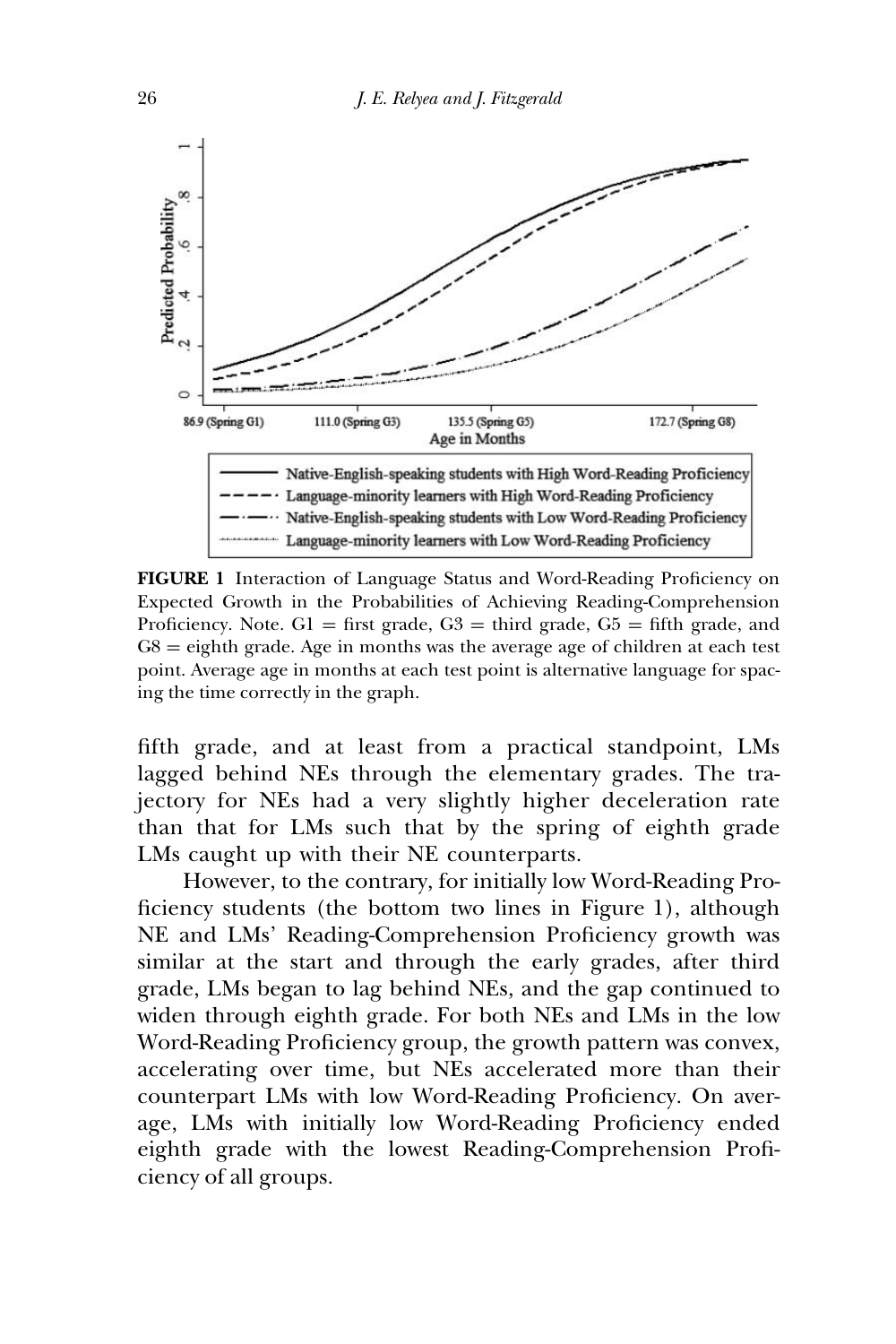Predicted Probability

0 .2 .4 .6 .8 1

86.9 (Spring G1) 111.0 (Spring G3) 135.5 (Spring G5) 172.7 (Spring G8)

Age in Months

Native-English-speaking students with High Word-Reading Proficiency
Language-minority learners with High Word-Reading Proficiency
Native-English-speaking students with Low Word-Reading Proficiency
Language-minority learners with Low Word-Reading Proficiency

**FIGURE 1** Interaction of Language Status and Word-Reading Proficiency on Expected Growth in the Probabilities of Achieving Reading-Comprehension Proficiency. Note. G1 = first grade, G3 = third grade, G5 = fifth grade, and G8 = eighth grade. Age in months was the average age of children at each test point. Average age in months at each test point is alternative language for spacing the time correctly in the graph.

fifth grade, and at least from a practical standpoint, LMs lagged behind NEs through the elementary grades. The trajectory for NEs had a very slightly higher deceleration rate than that for LMs such that by the spring of eighth grade LMs caught up with their NE counterparts.

However, to the contrary, for initially low Word-Reading Proficiency students (the bottom two lines in Figure 1), although NE and LMs' Reading-Comprehension Proficiency growth was similar at the start and through the early grades, after third grade, LMs began to lag behind NEs, and the gap continued to widen through eighth grade. For both NEs and LMs in the low Word-Reading Proficiency group, the growth pattern was convex, accelerating over time, but NEs accelerated more than their counterpart LMs with low Word-Reading Proficiency. On average, LMs with initially low Word-Reading Proficiency ended eighth grade with the lowest Reading-Comprehension Proficiency of all groups.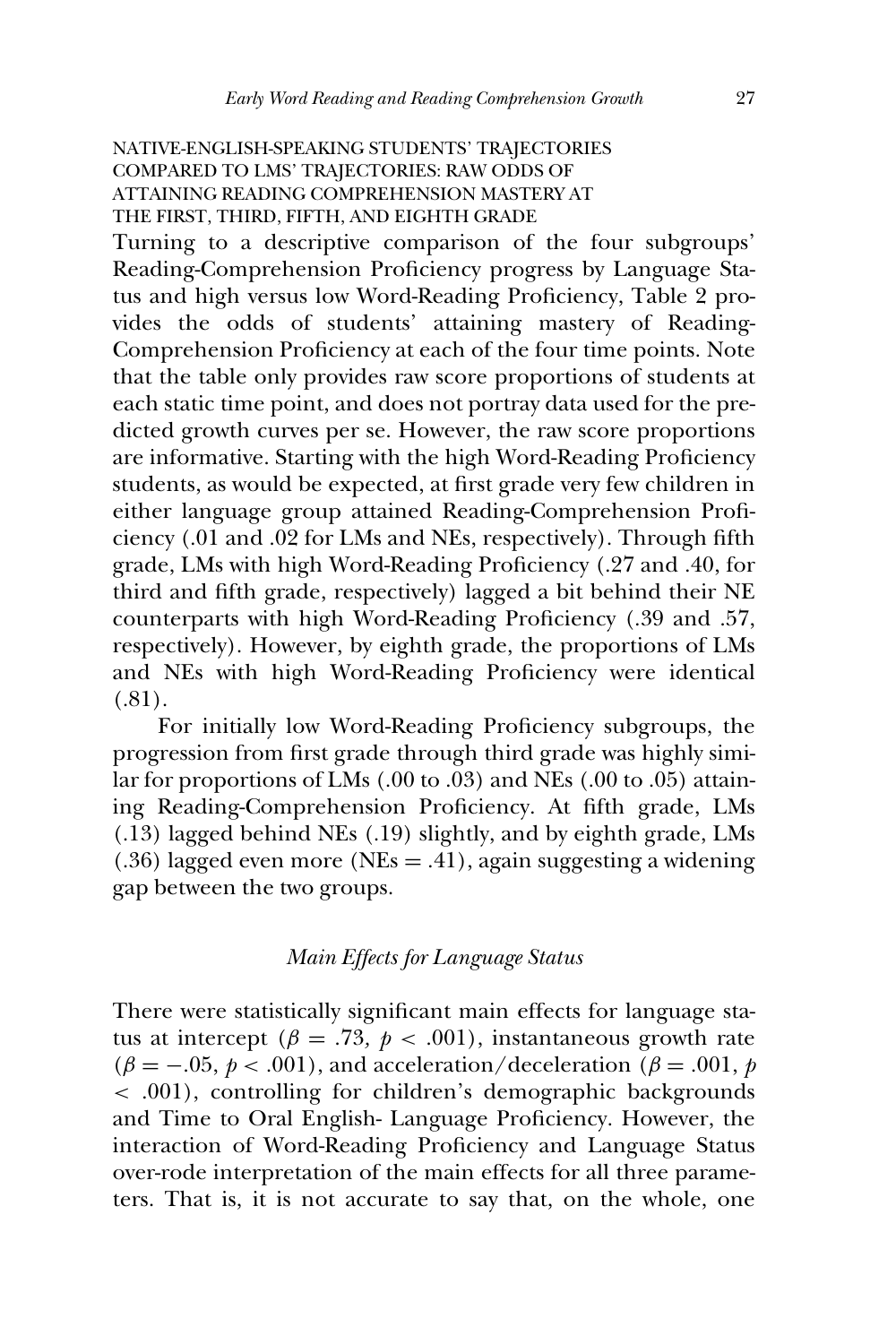### NATIVE-ENGLISH-SPEAKING STUDENTS' TRAJECTORIES COMPARED TO LMS' TRAJECTORIES: RAW ODDS OF ATTAINING READING COMPREHENSION MASTERY AT THE FIRST, THIRD, FIFTH, AND EIGHTH GRADE

Turning to a descriptive comparison of the four subgroups' Reading-Comprehension Proficiency progress by Language Status and high versus low Word-Reading Proficiency, Table 2 provides the odds of students' attaining mastery of Reading-Comprehension Proficiency at each of the four time points. Note that the table only provides raw score proportions of students at each static time point, and does not portray data used for the predicted growth curves per se. However, the raw score proportions are informative. Starting with the high Word-Reading Proficiency students, as would be expected, at first grade very few children in either language group attained Reading-Comprehension Proficiency (.01 and .02 for LMs and NEs, respectively). Through fifth grade, LMs with high Word-Reading Proficiency (.27 and .40, for third and fifth grade, respectively) lagged a bit behind their NE counterparts with high Word-Reading Proficiency (.39 and .57, respectively). However, by eighth grade, the proportions of LMs and NEs with high Word-Reading Proficiency were identical (.81).

For initially low Word-Reading Proficiency subgroups, the progression from first grade through third grade was highly similar for proportions of LMs (.00 to .03) and NEs (.00 to .05) attaining Reading-Comprehension Proficiency. At fifth grade, LMs (.13) lagged behind NEs (.19) slightly, and by eighth grade, LMs (.36) lagged even more (NEs = .41), again suggesting a widening gap between the two groups.

### *Main Effects for Language Status*

There were statistically significant main effects for language status at intercept ($\beta = .73$, $p < .001$), instantaneous growth rate ($\beta = -.05$, $p < .001$), and acceleration/deceleration ($\beta = .001$, $p < .001$), controlling for children's demographic backgrounds and Time to Oral English- Language Proficiency. However, the interaction of Word-Reading Proficiency and Language Status over-rode interpretation of the main effects for all three parameters. That is, it is not accurate to say that, on the whole, one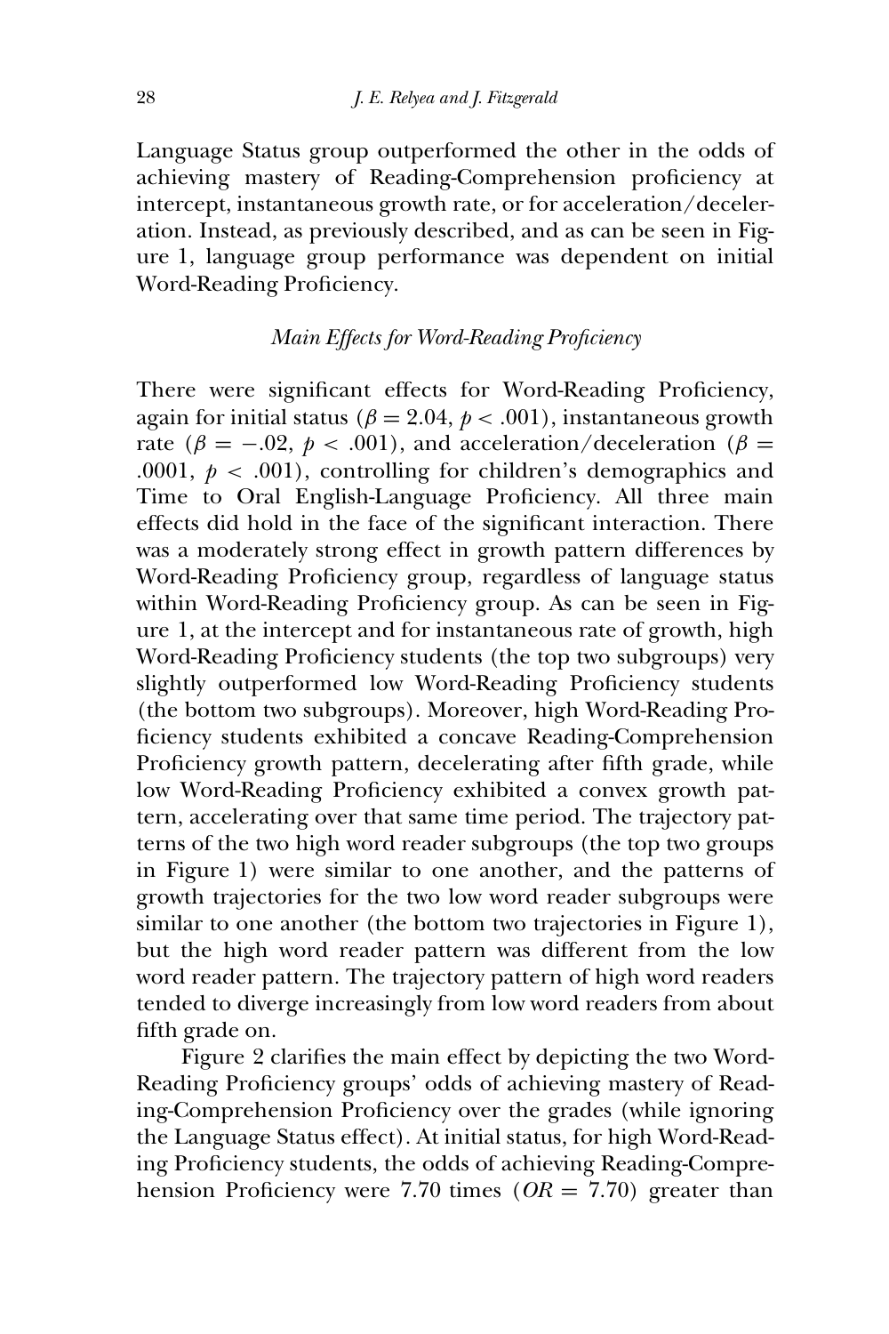Language Status group outperformed the other in the odds of achieving mastery of Reading-Comprehension proficiency at intercept, instantaneous growth rate, or for acceleration/deceleration. Instead, as previously described, and as can be seen in Figure 1, language group performance was dependent on initial Word-Reading Proficiency.

### *Main Effects for Word-Reading Proficiency*

There were significant effects for Word-Reading Proficiency, again for initial status ($\beta = 2.04$, $p < .001$), instantaneous growth rate ($\beta = -.02$, $p < .001$), and acceleration/deceleration ($\beta = .0001$, $p < .001$), controlling for children's demographics and Time to Oral English-Language Proficiency. All three main effects did hold in the face of the significant interaction. There was a moderately strong effect in growth pattern differences by Word-Reading Proficiency group, regardless of language status within Word-Reading Proficiency group. As can be seen in Figure 1, at the intercept and for instantaneous rate of growth, high Word-Reading Proficiency students (the top two subgroups) very slightly outperformed low Word-Reading Proficiency students (the bottom two subgroups). Moreover, high Word-Reading Proficiency students exhibited a concave Reading-Comprehension Proficiency growth pattern, decelerating after fifth grade, while low Word-Reading Proficiency exhibited a convex growth pattern, accelerating over that same time period. The trajectory patterns of the two high word reader subgroups (the top two groups in Figure 1) were similar to one another, and the patterns of growth trajectories for the two low word reader subgroups were similar to one another (the bottom two trajectories in Figure 1), but the high word reader pattern was different from the low word reader pattern. The trajectory pattern of high word readers tended to diverge increasingly from low word readers from about fifth grade on.

Figure 2 clarifies the main effect by depicting the two Word-Reading Proficiency groups' odds of achieving mastery of Reading-Comprehension Proficiency over the grades (while ignoring the Language Status effect). At initial status, for high Word-Reading Proficiency students, the odds of achieving Reading-Comprehension Proficiency were 7.70 times ($OR = 7.70$) greater than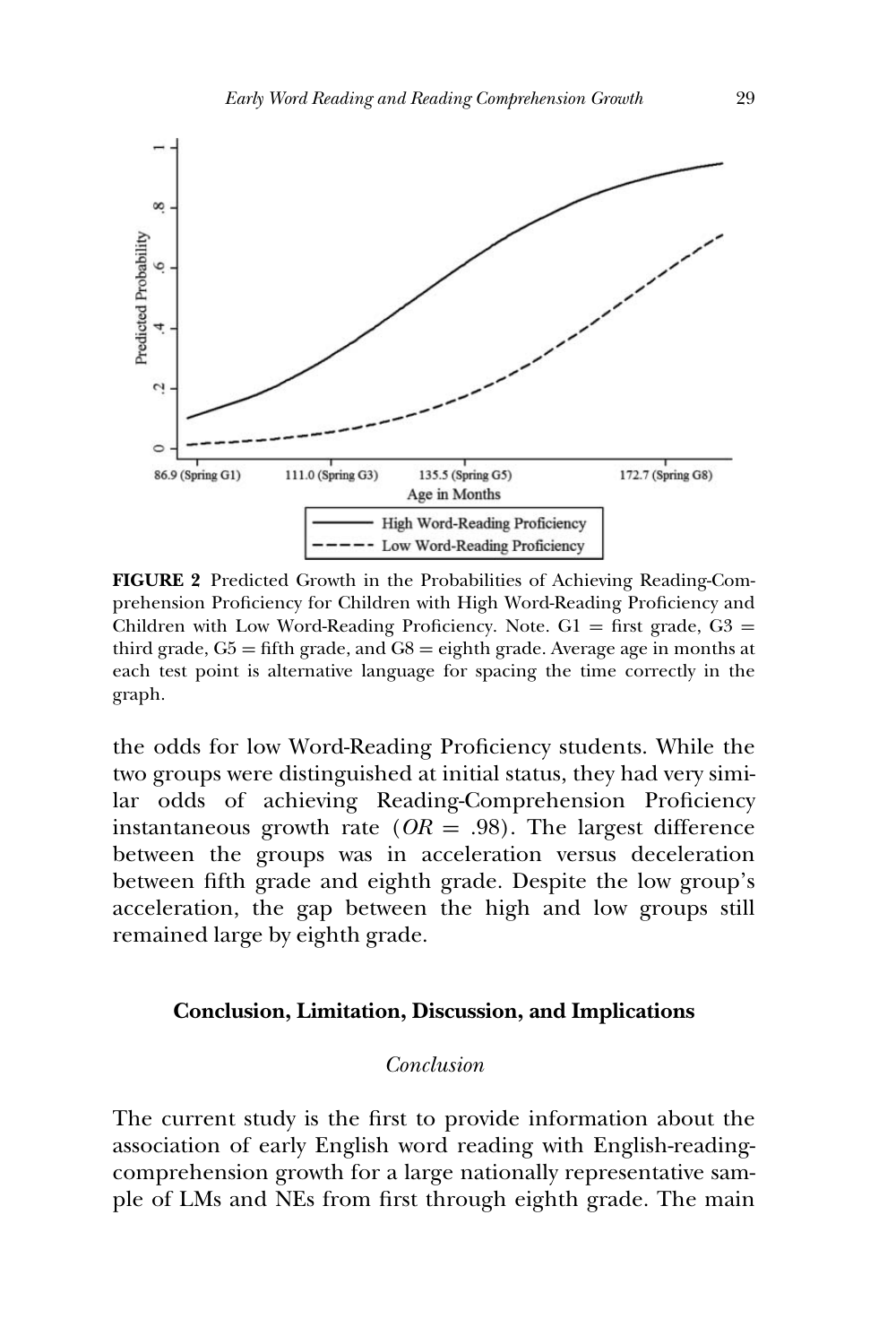Predicted Probability

0

.2

.4

.6

.8

1

86.9 (Spring G1)

111.0 (Spring G3)

135.5 (Spring G5)

172.7 (Spring G8)

Age in Months

High Word-Reading Proficiency

Low Word-Reading Proficiency

**FIGURE 2** Predicted Growth in the Probabilities of Achieving Reading-Comprehension Proficiency for Children with High Word-Reading Proficiency and Children with Low Word-Reading Proficiency. Note. G1 = first grade, G3 = third grade, G5 = fifth grade, and G8 = eighth grade. Average age in months at each test point is alternative language for spacing the time correctly in the graph.

the odds for low Word-Reading Proficiency students. While the two groups were distinguished at initial status, they had very similar odds of achieving Reading-Comprehension Proficiency instantaneous growth rate ($OR = .98$). The largest difference between the groups was in acceleration versus deceleration between fifth grade and eighth grade. Despite the low group's acceleration, the gap between the high and low groups still remained large by eighth grade.

## Conclusion, Limitation, Discussion, and Implications

### *Conclusion*

The current study is the first to provide information about the association of early English word reading with English-reading-comprehension growth for a large nationally representative sample of LMs and NEs from first through eighth grade. The main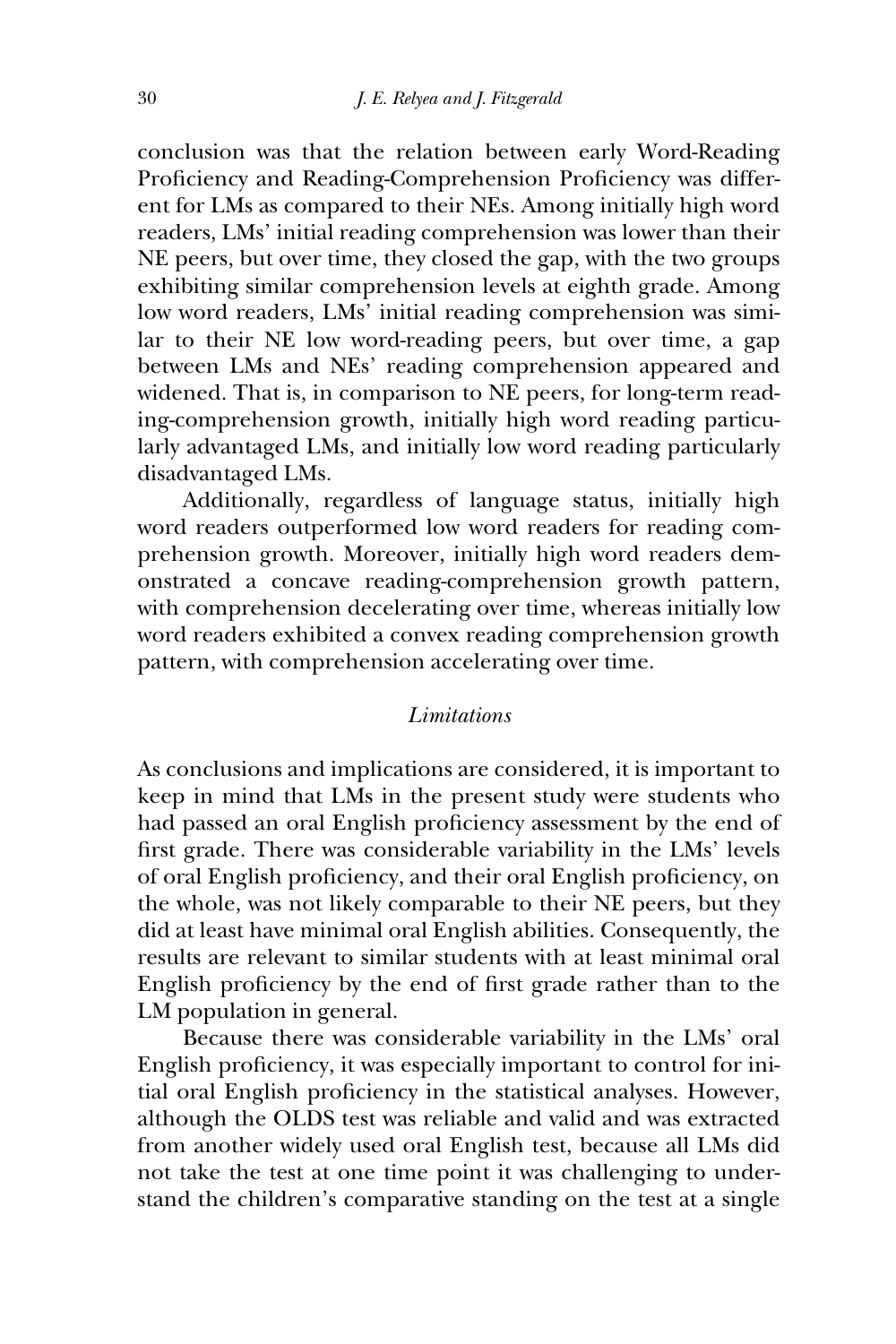conclusion was that the relation between early Word-Reading Proficiency and Reading-Comprehension Proficiency was different for LMs as compared to their NEs. Among initially high word readers, LMs' initial reading comprehension was lower than their NE peers, but over time, they closed the gap, with the two groups exhibiting similar comprehension levels at eighth grade. Among low word readers, LMs' initial reading comprehension was similar to their NE low word-reading peers, but over time, a gap between LMs and NEs' reading comprehension appeared and widened. That is, in comparison to NE peers, for long-term reading-comprehension growth, initially high word reading particularly advantaged LMs, and initially low word reading particularly disadvantaged LMs.

Additionally, regardless of language status, initially high word readers outperformed low word readers for reading comprehension growth. Moreover, initially high word readers demonstrated a concave reading-comprehension growth pattern, with comprehension decelerating over time, whereas initially low word readers exhibited a convex reading comprehension growth pattern, with comprehension accelerating over time.

### *Limitations*

As conclusions and implications are considered, it is important to keep in mind that LMs in the present study were students who had passed an oral English proficiency assessment by the end of first grade. There was considerable variability in the LMs' levels of oral English proficiency, and their oral English proficiency, on the whole, was not likely comparable to their NE peers, but they did at least have minimal oral English abilities. Consequently, the results are relevant to similar students with at least minimal oral English proficiency by the end of first grade rather than to the LM population in general.

Because there was considerable variability in the LMs' oral English proficiency, it was especially important to control for initial oral English proficiency in the statistical analyses. However, although the OLDS test was reliable and valid and was extracted from another widely used oral English test, because all LMs did not take the test at one time point it was challenging to understand the children's comparative standing on the test at a single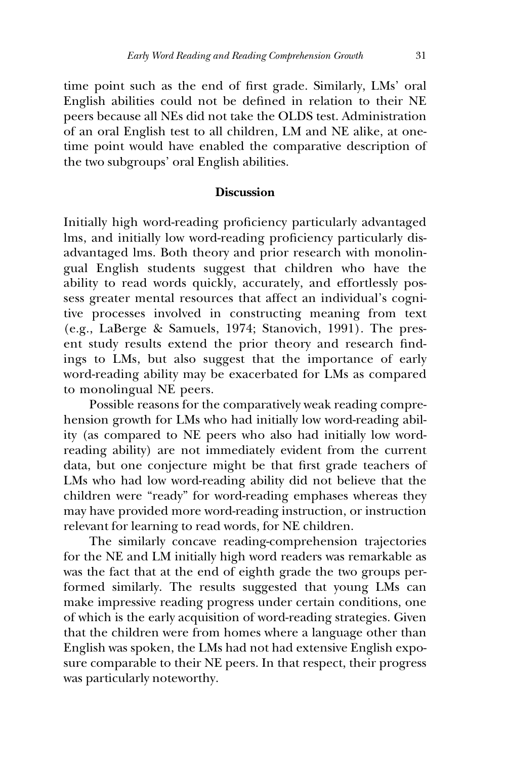time point such as the end of first grade. Similarly, LMs' oral English abilities could not be defined in relation to their NE peers because all NEs did not take the OLDS test. Administration of an oral English test to all children, LM and NE alike, at one-time point would have enabled the comparative description of the two subgroups' oral English abilities.

## Discussion

Initially high word-reading proficiency particularly advantaged lms, and initially low word-reading proficiency particularly disadvantaged lms. Both theory and prior research with monolingual English students suggest that children who have the ability to read words quickly, accurately, and effortlessly possess greater mental resources that affect an individual's cognitive processes involved in constructing meaning from text (e.g., LaBerge & Samuels, 1974; Stanovich, 1991). The present study results extend the prior theory and research findings to LMs, but also suggest that the importance of early word-reading ability may be exacerbated for LMs as compared to monolingual NE peers.

Possible reasons for the comparatively weak reading comprehension growth for LMs who had initially low word-reading ability (as compared to NE peers who also had initially low word-reading ability) are not immediately evident from the current data, but one conjecture might be that first grade teachers of LMs who had low word-reading ability did not believe that the children were "ready" for word-reading emphases whereas they may have provided more word-reading instruction, or instruction relevant for learning to read words, for NE children.

The similarly concave reading-comprehension trajectories for the NE and LM initially high word readers was remarkable as was the fact that at the end of eighth grade the two groups performed similarly. The results suggested that young LMs can make impressive reading progress under certain conditions, one of which is the early acquisition of word-reading strategies. Given that the children were from homes where a language other than English was spoken, the LMs had not had extensive English exposure comparable to their NE peers. In that respect, their progress was particularly noteworthy.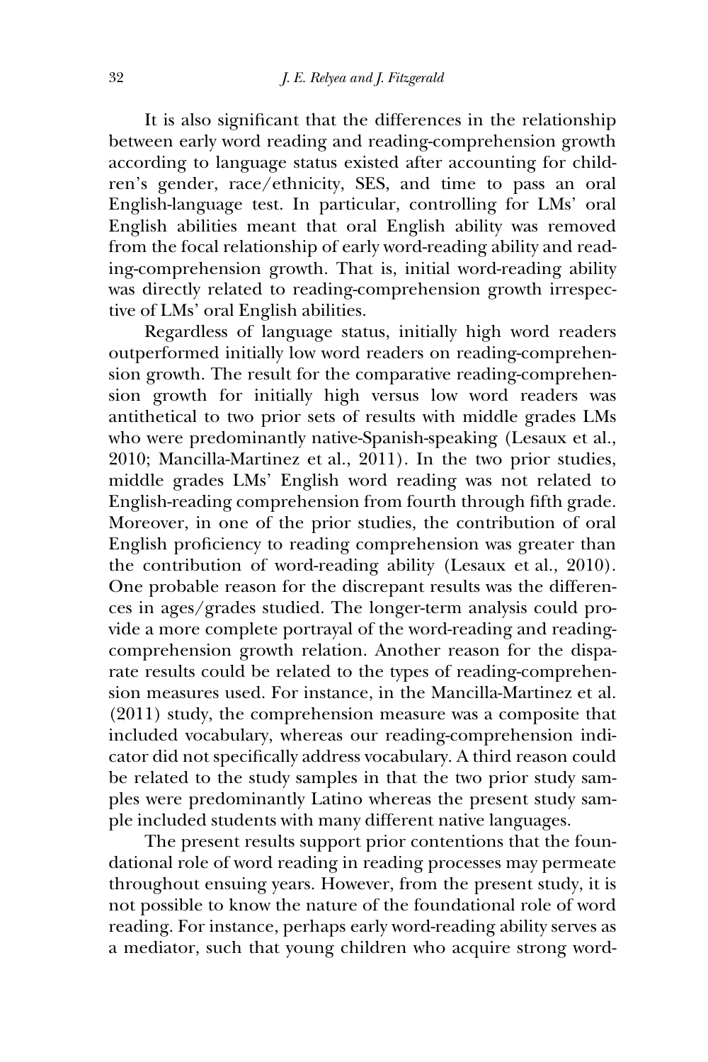It is also significant that the differences in the relationship between early word reading and reading-comprehension growth according to language status existed after accounting for children's gender, race/ethnicity, SES, and time to pass an oral English-language test. In particular, controlling for LMs' oral English abilities meant that oral English ability was removed from the focal relationship of early word-reading ability and reading-comprehension growth. That is, initial word-reading ability was directly related to reading-comprehension growth irrespective of LMs' oral English abilities.

Regardless of language status, initially high word readers outperformed initially low word readers on reading-comprehension growth. The result for the comparative reading-comprehension growth for initially high versus low word readers was antithetical to two prior sets of results with middle grades LMs who were predominantly native-Spanish-speaking (Lesaux et al., 2010; Mancilla-Martinez et al., 2011). In the two prior studies, middle grades LMs' English word reading was not related to English-reading comprehension from fourth through fifth grade. Moreover, in one of the prior studies, the contribution of oral English proficiency to reading comprehension was greater than the contribution of word-reading ability (Lesaux et al., 2010). One probable reason for the discrepant results was the differences in ages/grades studied. The longer-term analysis could provide a more complete portrayal of the word-reading and reading-comprehension growth relation. Another reason for the disparate results could be related to the types of reading-comprehension measures used. For instance, in the Mancilla-Martinez et al. (2011) study, the comprehension measure was a composite that included vocabulary, whereas our reading-comprehension indicator did not specifically address vocabulary. A third reason could be related to the study samples in that the two prior study samples were predominantly Latino whereas the present study sample included students with many different native languages.

The present results support prior contentions that the foundational role of word reading in reading processes may permeate throughout ensuing years. However, from the present study, it is not possible to know the nature of the foundational role of word reading. For instance, perhaps early word-reading ability serves as a mediator, such that young children who acquire strong word-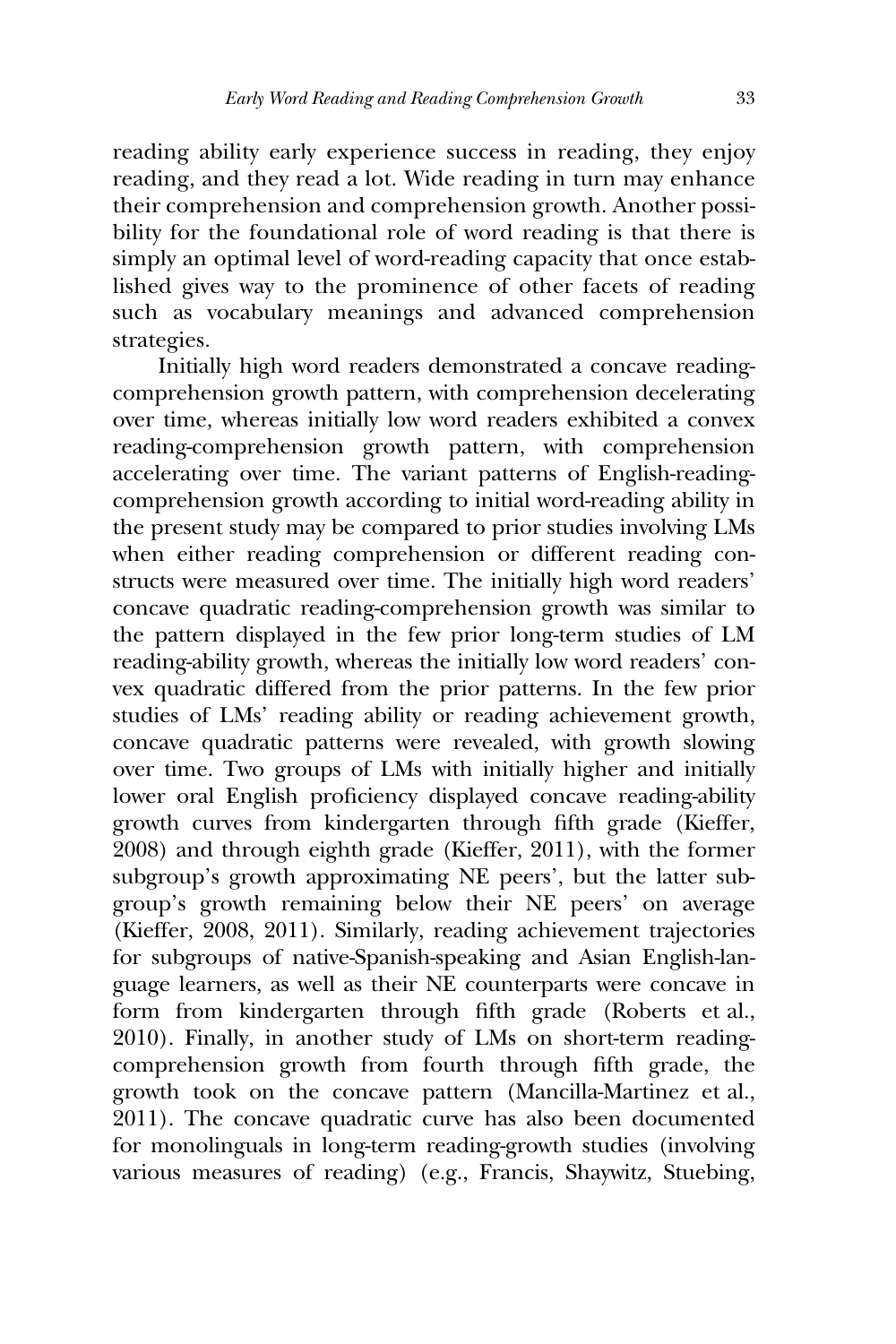reading ability early experience success in reading, they enjoy reading, and they read a lot. Wide reading in turn may enhance their comprehension and comprehension growth. Another possibility for the foundational role of word reading is that there is simply an optimal level of word-reading capacity that once established gives way to the prominence of other facets of reading such as vocabulary meanings and advanced comprehension strategies.

Initially high word readers demonstrated a concave reading-comprehension growth pattern, with comprehension decelerating over time, whereas initially low word readers exhibited a convex reading-comprehension growth pattern, with comprehension accelerating over time. The variant patterns of English-reading-comprehension growth according to initial word-reading ability in the present study may be compared to prior studies involving LMs when either reading comprehension or different reading constructs were measured over time. The initially high word readers' concave quadratic reading-comprehension growth was similar to the pattern displayed in the few prior long-term studies of LM reading-ability growth, whereas the initially low word readers' convex quadratic differed from the prior patterns. In the few prior studies of LMs' reading ability or reading achievement growth, concave quadratic patterns were revealed, with growth slowing over time. Two groups of LMs with initially higher and initially lower oral English proficiency displayed concave reading-ability growth curves from kindergarten through fifth grade (Kieffer, 2008) and through eighth grade (Kieffer, 2011), with the former subgroup's growth approximating NE peers', but the latter subgroup's growth remaining below their NE peers' on average (Kieffer, 2008, 2011). Similarly, reading achievement trajectories for subgroups of native-Spanish-speaking and Asian English-language learners, as well as their NE counterparts were concave in form from kindergarten through fifth grade (Roberts et al., 2010). Finally, in another study of LMs on short-term reading-comprehension growth from fourth through fifth grade, the growth took on the concave pattern (Mancilla-Martinez et al., 2011). The concave quadratic curve has also been documented for monolinguals in long-term reading-growth studies (involving various measures of reading) (e.g., Francis, Shaywitz, Stuebing,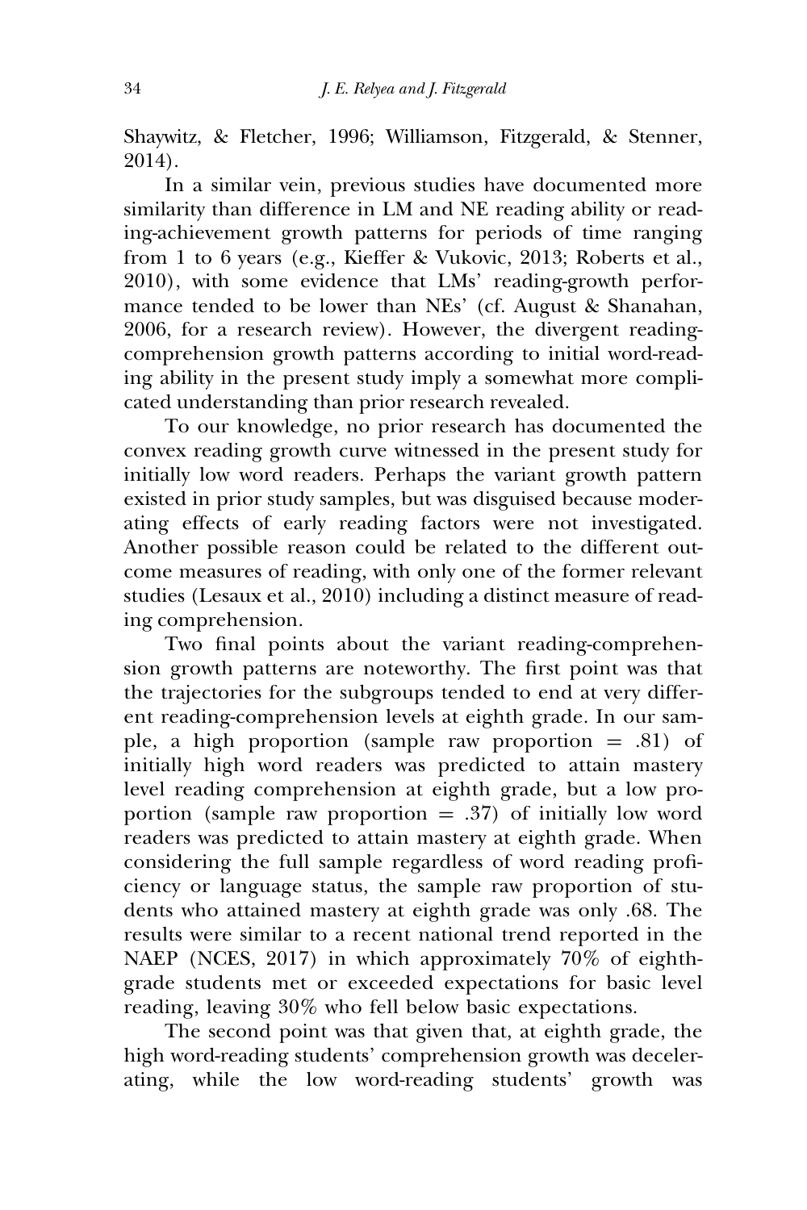Shaywitz, & Fletcher, 1996; Williamson, Fitzgerald, & Stenner, 2014).

In a similar vein, previous studies have documented more similarity than difference in LM and NE reading ability or reading-achievement growth patterns for periods of time ranging from 1 to 6 years (e.g., Kieffer & Vukovic, 2013; Roberts et al., 2010), with some evidence that LMs' reading-growth performance tended to be lower than NEs' (cf. August & Shanahan, 2006, for a research review). However, the divergent reading-comprehension growth patterns according to initial word-reading ability in the present study imply a somewhat more complicated understanding than prior research revealed.

To our knowledge, no prior research has documented the convex reading growth curve witnessed in the present study for initially low word readers. Perhaps the variant growth pattern existed in prior study samples, but was disguised because moderating effects of early reading factors were not investigated. Another possible reason could be related to the different outcome measures of reading, with only one of the former relevant studies (Lesaux et al., 2010) including a distinct measure of reading comprehension.

Two final points about the variant reading-comprehension growth patterns are noteworthy. The first point was that the trajectories for the subgroups tended to end at very different reading-comprehension levels at eighth grade. In our sample, a high proportion (sample raw proportion = .81) of initially high word readers was predicted to attain mastery level reading comprehension at eighth grade, but a low proportion (sample raw proportion = .37) of initially low word readers was predicted to attain mastery at eighth grade. When considering the full sample regardless of word reading proficiency or language status, the sample raw proportion of students who attained mastery at eighth grade was only .68. The results were similar to a recent national trend reported in the NAEP (NCES, 2017) in which approximately 70% of eighth-grade students met or exceeded expectations for basic level reading, leaving 30% who fell below basic expectations.

The second point was that given that, at eighth grade, the high word-reading students' comprehension growth was decelerating, while the low word-reading students' growth was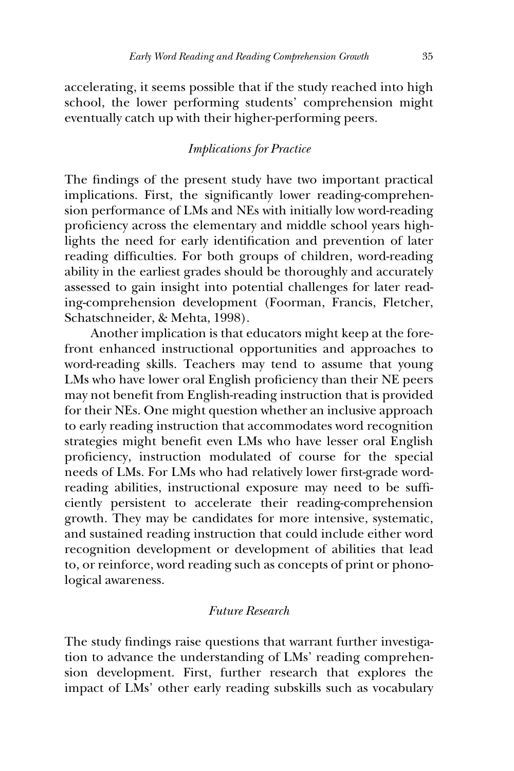accelerating, it seems possible that if the study reached into high school, the lower performing students' comprehension might eventually catch up with their higher-performing peers.

### *Implications for Practice*

The findings of the present study have two important practical implications. First, the significantly lower reading-comprehension performance of LMs and NEs with initially low word-reading proficiency across the elementary and middle school years highlights the need for early identification and prevention of later reading difficulties. For both groups of children, word-reading ability in the earliest grades should be thoroughly and accurately assessed to gain insight into potential challenges for later reading-comprehension development (Foorman, Francis, Fletcher, Schatschneider, & Mehta, 1998).

Another implication is that educators might keep at the forefront enhanced instructional opportunities and approaches to word-reading skills. Teachers may tend to assume that young LMs who have lower oral English proficiency than their NE peers may not benefit from English-reading instruction that is provided for their NEs. One might question whether an inclusive approach to early reading instruction that accommodates word recognition strategies might benefit even LMs who have lesser oral English proficiency, instruction modulated of course for the special needs of LMs. For LMs who had relatively lower first-grade word-reading abilities, instructional exposure may need to be sufficiently persistent to accelerate their reading-comprehension growth. They may be candidates for more intensive, systematic, and sustained reading instruction that could include either word recognition development or development of abilities that lead to, or reinforce, word reading such as concepts of print or phonological awareness.

### *Future Research*

The study findings raise questions that warrant further investigation to advance the understanding of LMs' reading comprehension development. First, further research that explores the impact of LMs' other early reading subskills such as vocabulary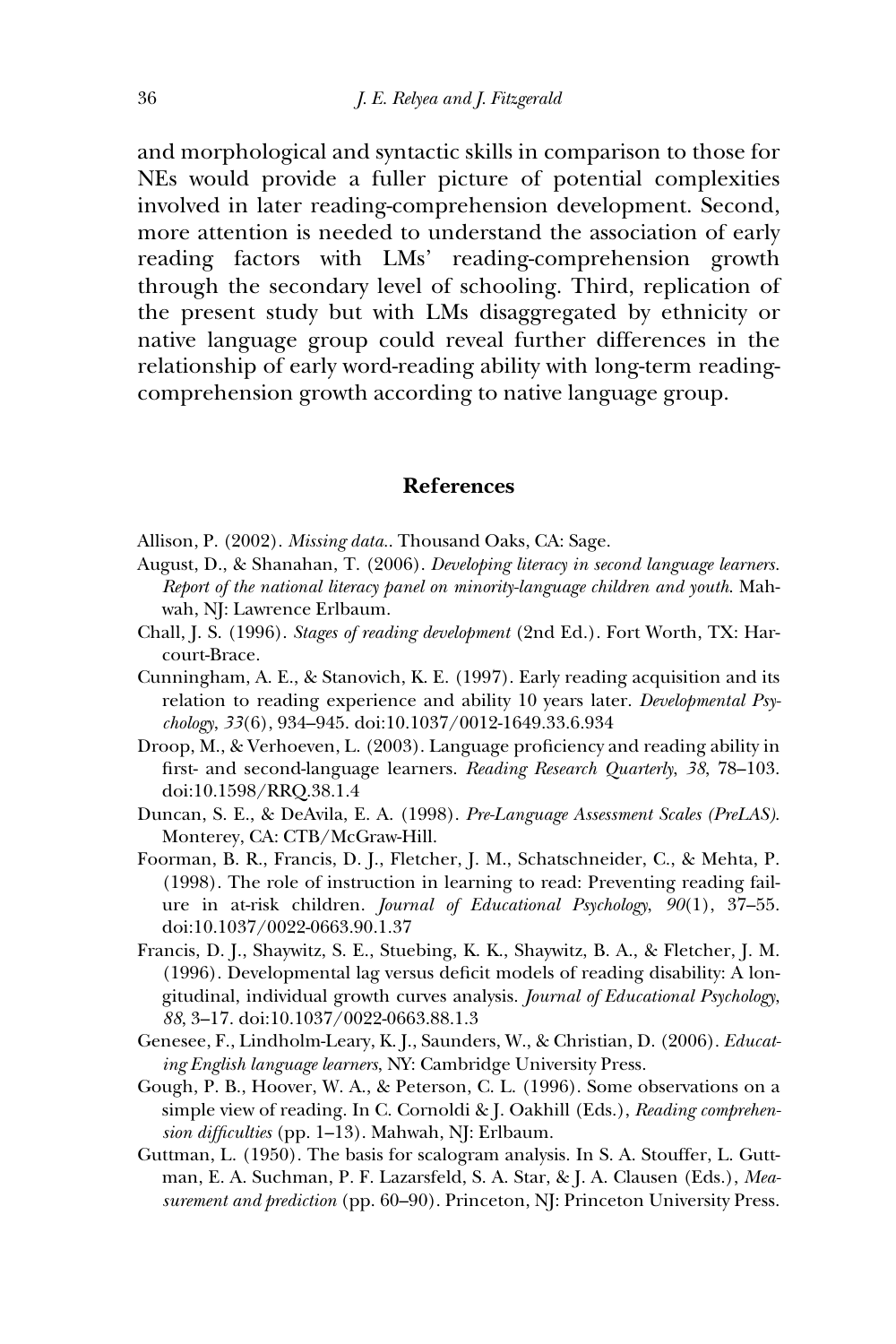and morphological and syntactic skills in comparison to those for NEs would provide a fuller picture of potential complexities involved in later reading-comprehension development. Second, more attention is needed to understand the association of early reading factors with LMs' reading-comprehension growth through the secondary level of schooling. Third, replication of the present study but with LMs disaggregated by ethnicity or native language group could reveal further differences in the relationship of early word-reading ability with long-term reading-comprehension growth according to native language group.

## References

Allison, P. (2002). *Missing data.*. Thousand Oaks, CA: Sage.

August, D., & Shanahan, T. (2006). *Developing literacy in second language learners. Report of the national literacy panel on minority-language children and youth*. Mahwah, NJ: Lawrence Erlbaum.

Chall, J. S. (1996). *Stages of reading development* (2nd Ed.). Fort Worth, TX: Harcourt-Brace.

Cunningham, A. E., & Stanovich, K. E. (1997). Early reading acquisition and its relation to reading experience and ability 10 years later. *Developmental Psychology*, *33*(6), 934–945. doi:10.1037/0012-1649.33.6.934

Droop, M., & Verhoeven, L. (2003). Language proficiency and reading ability in first- and second-language learners. *Reading Research Quarterly*, *38*, 78–103. doi:10.1598/RRQ.38.1.4

Duncan, S. E., & DeAvila, E. A. (1998). *Pre-Language Assessment Scales (PreLAS)*. Monterey, CA: CTB/McGraw-Hill.

Foorman, B. R., Francis, D. J., Fletcher, J. M., Schatschneider, C., & Mehta, P. (1998). The role of instruction in learning to read: Preventing reading failure in at-risk children. *Journal of Educational Psychology*, *90*(1), 37–55. doi:10.1037/0022-0663.90.1.37

Francis, D. J., Shaywitz, S. E., Stuebing, K. K., Shaywitz, B. A., & Fletcher, J. M. (1996). Developmental lag versus deficit models of reading disability: A longitudinal, individual growth curves analysis. *Journal of Educational Psychology*, *88*, 3–17. doi:10.1037/0022-0663.88.1.3

Genesee, F., Lindholm-Leary, K. J., Saunders, W., & Christian, D. (2006). *Educating English language learners*, NY: Cambridge University Press.

Gough, P. B., Hoover, W. A., & Peterson, C. L. (1996). Some observations on a simple view of reading. In C. Cornoldi & J. Oakhill (Eds.), *Reading comprehension difficulties* (pp. 1–13). Mahwah, NJ: Erlbaum.

Guttman, L. (1950). The basis for scalogram analysis. In S. A. Stouffer, L. Guttman, E. A. Suchman, P. F. Lazarsfeld, S. A. Star, & J. A. Clausen (Eds.), *Measurement and prediction* (pp. 60–90). Princeton, NJ: Princeton University Press.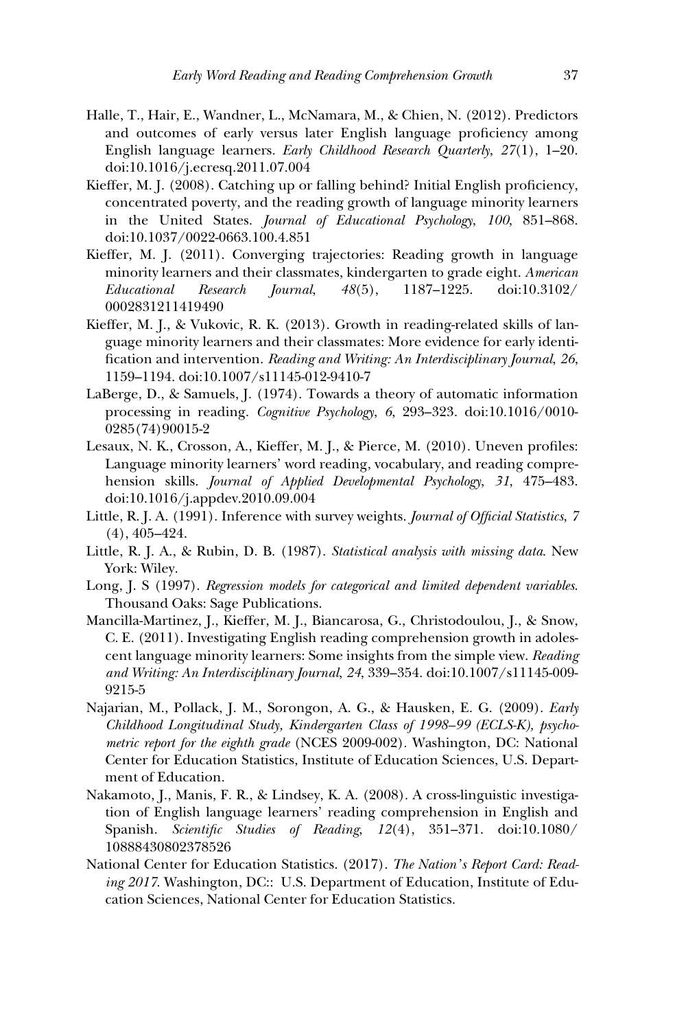Halle, T., Hair, E., Wandner, L., McNamara, M., & Chien, N. (2012). Predictors and outcomes of early versus later English language proficiency among English language learners. *Early Childhood Research Quarterly*, *27*(1), 1–20. doi:10.1016/j.ecresq.2011.07.004

Kieffer, M. J. (2008). Catching up or falling behind? Initial English proficiency, concentrated poverty, and the reading growth of language minority learners in the United States. *Journal of Educational Psychology*, *100*, 851–868. doi:10.1037/0022-0663.100.4.851

Kieffer, M. J. (2011). Converging trajectories: Reading growth in language minority learners and their classmates, kindergarten to grade eight. *American Educational Research Journal*, *48*(5), 1187–1225. doi:10.3102/0002831211419490

Kieffer, M. J., & Vukovic, R. K. (2013). Growth in reading-related skills of language minority learners and their classmates: More evidence for early identification and intervention. *Reading and Writing: An Interdisciplinary Journal*, *26*, 1159–1194. doi:10.1007/s11145-012-9410-7

LaBerge, D., & Samuels, J. (1974). Towards a theory of automatic information processing in reading. *Cognitive Psychology*, *6*, 293–323. doi:10.1016/0010-0285(74)90015-2

Lesaux, N. K., Crosson, A., Kieffer, M. J., & Pierce, M. (2010). Uneven profiles: Language minority learners' word reading, vocabulary, and reading comprehension skills. *Journal of Applied Developmental Psychology*, *31*, 475–483. doi:10.1016/j.appdev.2010.09.004

Little, R. J. A. (1991). Inference with survey weights. *Journal of Official Statistics*, *7* (4), 405–424.

Little, R. J. A., & Rubin, D. B. (1987). *Statistical analysis with missing data*. New York: Wiley.

Long, J. S (1997). *Regression models for categorical and limited dependent variables*. Thousand Oaks: Sage Publications.

Mancilla-Martinez, J., Kieffer, M. J., Biancarosa, G., Christodoulou, J., & Snow, C. E. (2011). Investigating English reading comprehension growth in adolescent language minority learners: Some insights from the simple view. *Reading and Writing: An Interdisciplinary Journal*, *24*, 339–354. doi:10.1007/s11145-009-9215-5

Najarian, M., Pollack, J. M., Sorongon, A. G., & Hausken, E. G. (2009). *Early Childhood Longitudinal Study, Kindergarten Class of 1998–99 (ECLS-K), psychometric report for the eighth grade* (NCES 2009-002). Washington, DC: National Center for Education Statistics, Institute of Education Sciences, U.S. Department of Education.

Nakamoto, J., Manis, F. R., & Lindsey, K. A. (2008). A cross-linguistic investigation of English language learners' reading comprehension in English and Spanish. *Scientific Studies of Reading*, *12*(4), 351–371. doi:10.1080/10888430802378526

National Center for Education Statistics. (2017). *The Nation's Report Card: Reading 2017*. Washington, DC:: U.S. Department of Education, Institute of Education Sciences, National Center for Education Statistics.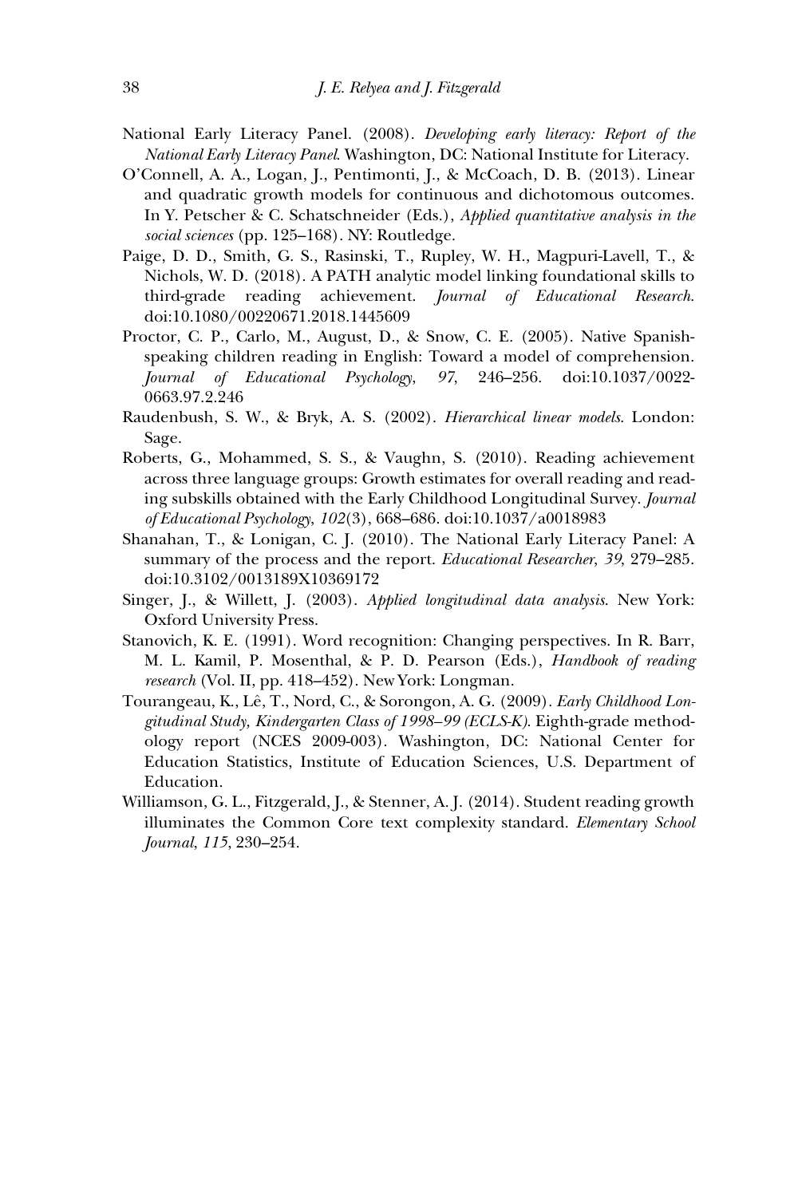National Early Literacy Panel. (2008). *Developing early literacy: Report of the National Early Literacy Panel*. Washington, DC: National Institute for Literacy.

O'Connell, A. A., Logan, J., Pentimonti, J., & McCoach, D. B. (2013). Linear and quadratic growth models for continuous and dichotomous outcomes. In Y. Petscher & C. Schatschneider (Eds.), *Applied quantitative analysis in the social sciences* (pp. 125–168). NY: Routledge.

Paige, D. D., Smith, G. S., Rasinski, T., Rupley, W. H., Magpuri-Lavell, T., & Nichols, W. D. (2018). A PATH analytic model linking foundational skills to third-grade reading achievement. *Journal of Educational Research*. doi:10.1080/00220671.2018.1445609

Proctor, C. P., Carlo, M., August, D., & Snow, C. E. (2005). Native Spanish-speaking children reading in English: Toward a model of comprehension. *Journal of Educational Psychology*, *97*, 246–256. doi:10.1037/0022-0663.97.2.246

Raudenbush, S. W., & Bryk, A. S. (2002). *Hierarchical linear models*. London: Sage.

Roberts, G., Mohammed, S. S., & Vaughn, S. (2010). Reading achievement across three language groups: Growth estimates for overall reading and reading subskills obtained with the Early Childhood Longitudinal Survey. *Journal of Educational Psychology*, *102*(3), 668–686. doi:10.1037/a0018983

Shanahan, T., & Lonigan, C. J. (2010). The National Early Literacy Panel: A summary of the process and the report. *Educational Researcher*, *39*, 279–285. doi:10.3102/0013189X10369172

Singer, J., & Willett, J. (2003). *Applied longitudinal data analysis*. New York: Oxford University Press.

Stanovich, K. E. (1991). Word recognition: Changing perspectives. In R. Barr, M. L. Kamil, P. Mosenthal, & P. D. Pearson (Eds.), *Handbook of reading research* (Vol. II, pp. 418–452). New York: Longman.

Tourangeau, K., Lê, T., Nord, C., & Sorongon, A. G. (2009). *Early Childhood Longitudinal Study, Kindergarten Class of 1998–99 (ECLS-K)*. Eighth-grade methodology report (NCES 2009-003). Washington, DC: National Center for Education Statistics, Institute of Education Sciences, U.S. Department of Education.

Williamson, G. L., Fitzgerald, J., & Stenner, A. J. (2014). Student reading growth illuminates the Common Core text complexity standard. *Elementary School Journal*, *115*, 230–254.